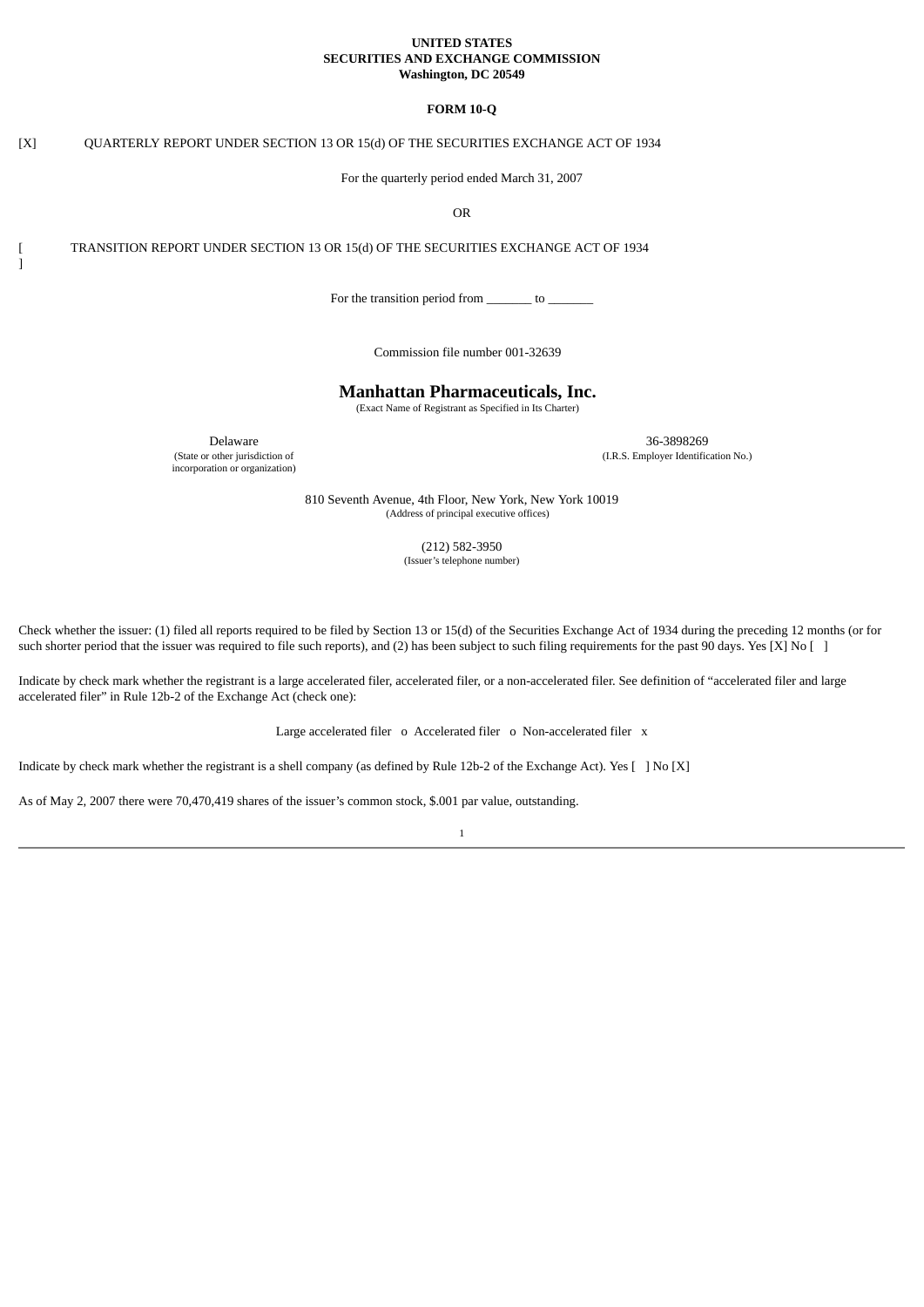**UNITED STATES**
**SECURITIES AND EXCHANGE COMMISSION**
**Washington, DC 20549**

**FORM 10-Q**

[X] QUARTERLY REPORT UNDER SECTION 13 OR 15(d) OF THE SECURITIES EXCHANGE ACT OF 1934

For the quarterly period ended March 31, 2007

OR

[ ] TRANSITION REPORT UNDER SECTION 13 OR 15(d) OF THE SECURITIES EXCHANGE ACT OF 1934

For the transition period from _______ to _______

Commission file number 001-32639

# Manhattan Pharmaceuticals, Inc.

(Exact Name of Registrant as Specified in Its Charter)

| | |
|---|---|
| Delaware | 36-3898269 |
| (State or other jurisdiction of incorporation or organization) | (I.R.S. Employer Identification No.) |

810 Seventh Avenue, 4th Floor, New York, New York 10019
(Address of principal executive offices)

(212) 582-3950
(Issuer's telephone number)

Check whether the issuer: (1) filed all reports required to be filed by Section 13 or 15(d) of the Securities Exchange Act of 1934 during the preceding 12 months (or for such shorter period that the issuer was required to file such reports), and (2) has been subject to such filing requirements for the past 90 days. Yes [X] No [ ]

Indicate by check mark whether the registrant is a large accelerated filer, accelerated filer, or a non-accelerated filer. See definition of "accelerated filer and large accelerated filer" in Rule 12b-2 of the Exchange Act (check one):

Large accelerated filer o Accelerated filer o Non-accelerated filer x

Indicate by check mark whether the registrant is a shell company (as defined by Rule 12b-2 of the Exchange Act). Yes [ ] No [X]

As of May 2, 2007 there were 70,470,419 shares of the issuer's common stock, $.001 par value, outstanding.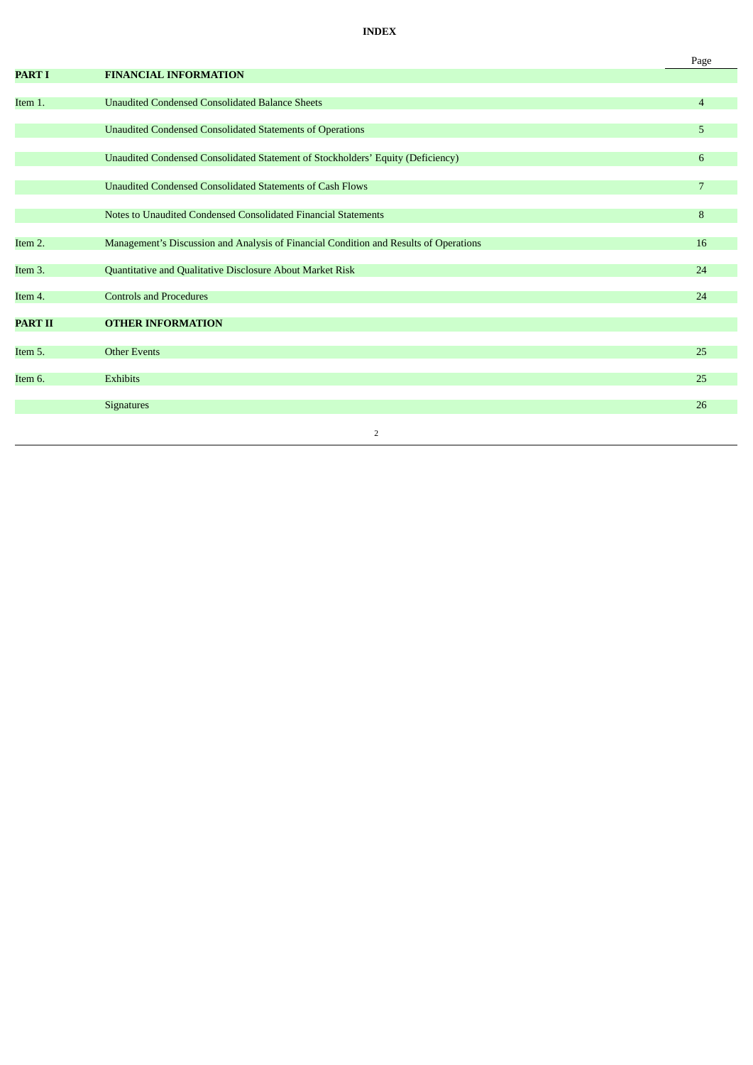**INDEX**

| | | Page |
|---|---|---|
| **PART I** | **FINANCIAL INFORMATION** | |
| Item 1. | Unaudited Condensed Consolidated Balance Sheets | 4 |
| | Unaudited Condensed Consolidated Statements of Operations | 5 |
| | Unaudited Condensed Consolidated Statement of Stockholders' Equity (Deficiency) | 6 |
| | Unaudited Condensed Consolidated Statements of Cash Flows | 7 |
| | Notes to Unaudited Condensed Consolidated Financial Statements | 8 |
| Item 2. | Management's Discussion and Analysis of Financial Condition and Results of Operations | 16 |
| Item 3. | Quantitative and Qualitative Disclosure About Market Risk | 24 |
| Item 4. | Controls and Procedures | 24 |
| **PART II** | **OTHER INFORMATION** | |
| Item 5. | Other Events | 25 |
| Item 6. | Exhibits | 25 |
| | Signatures | 26 |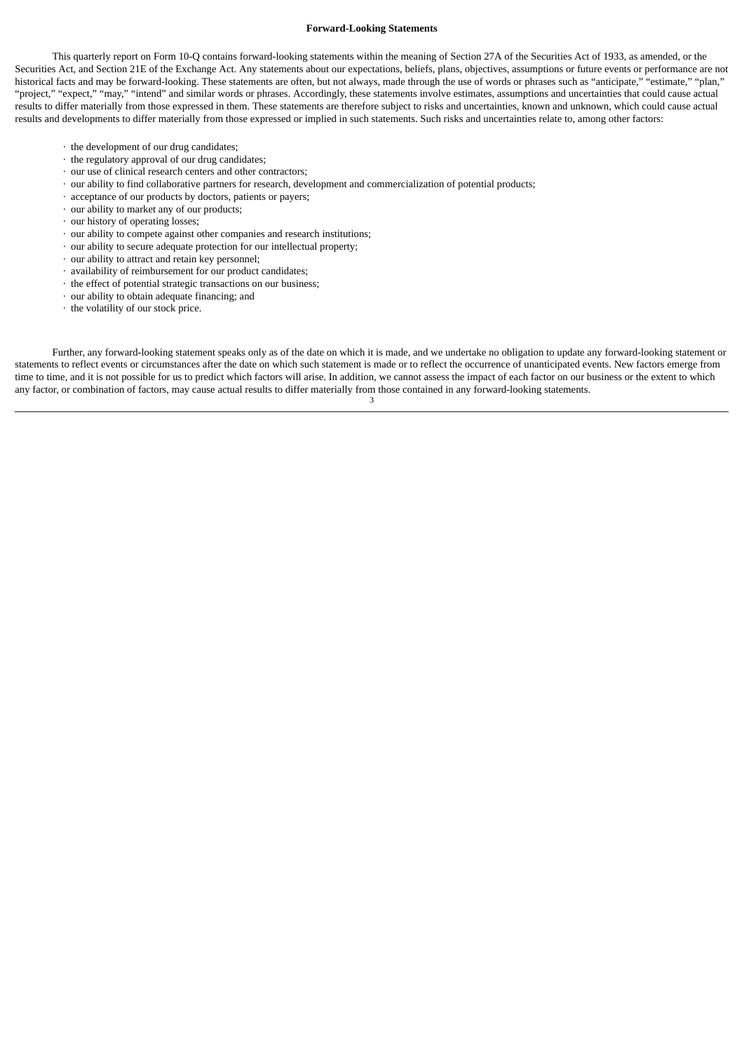## Forward-Looking Statements

This quarterly report on Form 10-Q contains forward-looking statements within the meaning of Section 27A of the Securities Act of 1933, as amended, or the Securities Act, and Section 21E of the Exchange Act. Any statements about our expectations, beliefs, plans, objectives, assumptions or future events or performance are not historical facts and may be forward-looking. These statements are often, but not always, made through the use of words or phrases such as "anticipate," "estimate," "plan," "project," "expect," "may," "intend" and similar words or phrases. Accordingly, these statements involve estimates, assumptions and uncertainties that could cause actual results to differ materially from those expressed in them. These statements are therefore subject to risks and uncertainties, known and unknown, which could cause actual results and developments to differ materially from those expressed or implied in such statements. Such risks and uncertainties relate to, among other factors:

- the development of our drug candidates;
- the regulatory approval of our drug candidates;
- our use of clinical research centers and other contractors;
- our ability to find collaborative partners for research, development and commercialization of potential products;
- acceptance of our products by doctors, patients or payers;
- our ability to market any of our products;
- our history of operating losses;
- our ability to compete against other companies and research institutions;
- our ability to secure adequate protection for our intellectual property;
- our ability to attract and retain key personnel;
- availability of reimbursement for our product candidates;
- the effect of potential strategic transactions on our business;
- our ability to obtain adequate financing; and
- the volatility of our stock price.

Further, any forward-looking statement speaks only as of the date on which it is made, and we undertake no obligation to update any forward-looking statement or statements to reflect events or circumstances after the date on which such statement is made or to reflect the occurrence of unanticipated events. New factors emerge from time to time, and it is not possible for us to predict which factors will arise. In addition, we cannot assess the impact of each factor on our business or the extent to which any factor, or combination of factors, may cause actual results to differ materially from those contained in any forward-looking statements.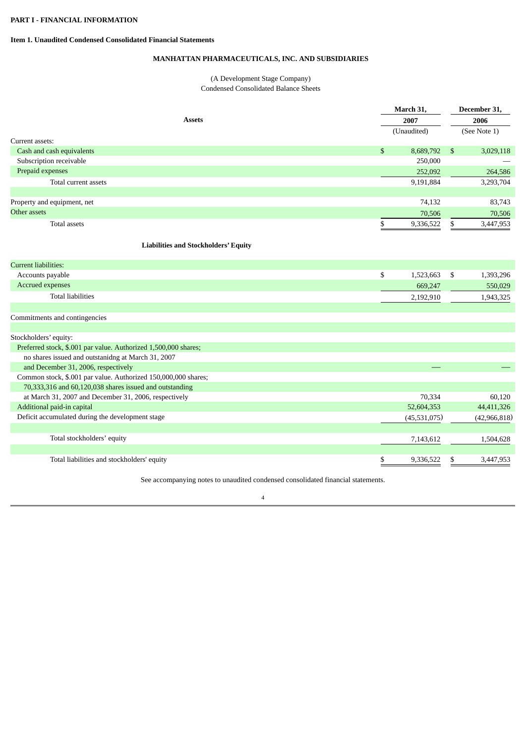**PART I - FINANCIAL INFORMATION**

**Item 1. Unaudited Condensed Consolidated Financial Statements**

**MANHATTAN PHARMACEUTICALS, INC. AND SUBSIDIARIES**

(A Development Stage Company)
Condensed Consolidated Balance Sheets

| **Assets** | **March 31, 2007** (Unaudited) | **December 31, 2006** (See Note 1) |
|---|---|---|
| Current assets: | | |
| Cash and cash equivalents | $ 8,689,792 | $ 3,029,118 |
| Subscription receivable | 250,000 | — |
| Prepaid expenses | 252,092 | 264,586 |
| Total current assets | 9,191,884 | 3,293,704 |
| | | |
| Property and equipment, net | 74,132 | 83,743 |
| Other assets | 70,506 | 70,506 |
| Total assets | $ 9,336,522 | $ 3,447,953 |
| **Liabilities and Stockholders' Equity** | | |
| Current liabilities: | | |
| Accounts payable | $ 1,523,663 | $ 1,393,296 |
| Accrued expenses | 669,247 | 550,029 |
| Total liabilities | 2,192,910 | 1,943,325 |
| | | |
| Commitments and contingencies | | |
| | | |
| Stockholders' equity: | | |
| Preferred stock, $.001 par value. Authorized 1,500,000 shares; no shares issued and outstanidng at March 31, 2007 and December 31, 2006, respectively | — | — |
| Common stock, $.001 par value. Authorized 150,000,000 shares; 70,333,316 and 60,120,038 shares issued and outstanding at March 31, 2007 and December 31, 2006, respectively | 70,334 | 60,120 |
| Additional paid-in capital | 52,604,353 | 44,411,326 |
| Deficit accumulated during the development stage | (45,531,075) | (42,966,818) |
| | | |
| Total stockholders' equity | 7,143,612 | 1,504,628 |
| | | |
| Total liabilities and stockholders' equity | $ 9,336,522 | $ 3,447,953 |

See accompanying notes to unaudited condensed consolidated financial statements.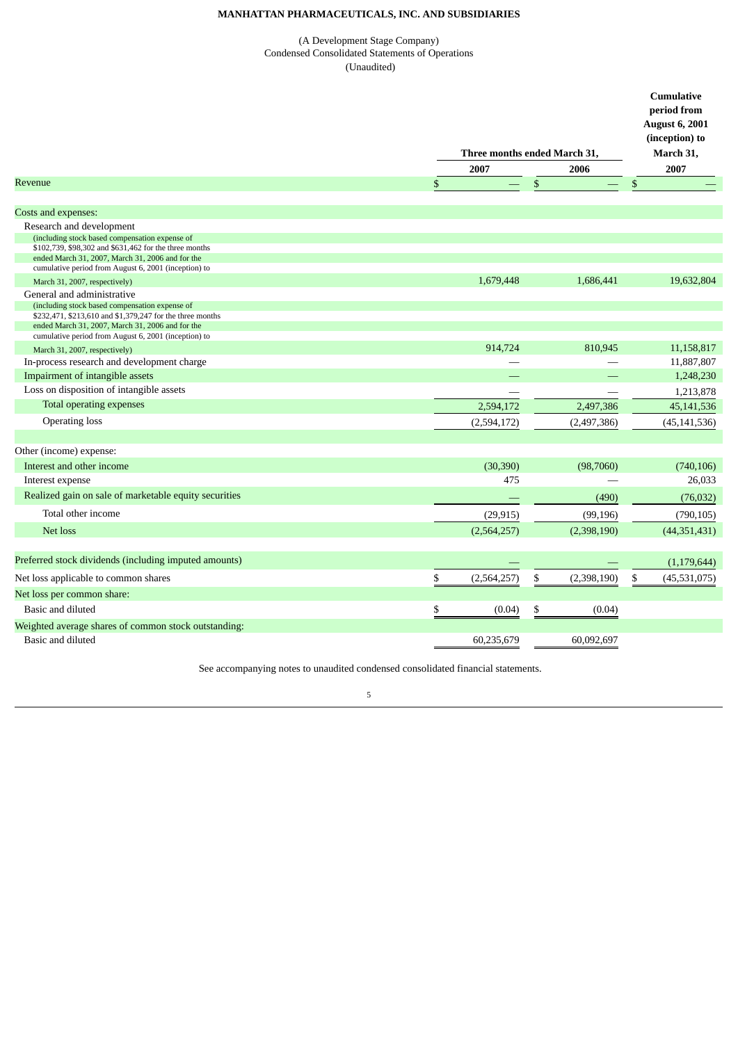**MANHATTAN PHARMACEUTICALS, INC. AND SUBSIDIARIES**

(A Development Stage Company)
Condensed Consolidated Statements of Operations
(Unaudited)

| | Three months ended March 31, 2007 | Three months ended March 31, 2006 | Cumulative period from August 6, 2001 (inception) to March 31, 2007 |
|---|---|---|---|
| Revenue | $ — | $ — | $ — |
| Costs and expenses: | | | |
| Research and development (including stock based compensation expense of $102,739, $98,302 and $631,462 for the three months ended March 31, 2007, March 31, 2006 and for the cumulative period from August 6, 2001 (inception) to March 31, 2007, respectively) | 1,679,448 | 1,686,441 | 19,632,804 |
| General and administrative (including stock based compensation expense of $232,471, $213,610 and $1,379,247 for the three months ended March 31, 2007, March 31, 2006 and for the cumulative period from August 6, 2001 (inception) to March 31, 2007, respectively) | 914,724 | 810,945 | 11,158,817 |
| In-process research and development charge | — | — | 11,887,807 |
| Impairment of intangible assets | — | — | 1,248,230 |
| Loss on disposition of intangible assets | — | — | 1,213,878 |
| Total operating expenses | 2,594,172 | 2,497,386 | 45,141,536 |
| Operating loss | (2,594,172) | (2,497,386) | (45,141,536) |
| Other (income) expense: | | | |
| Interest and other income | (30,390) | (98,7060) | (740,106) |
| Interest expense | 475 | — | 26,033 |
| Realized gain on sale of marketable equity securities | — | (490) | (76,032) |
| Total other income | (29,915) | (99,196) | (790,105) |
| Net loss | (2,564,257) | (2,398,190) | (44,351,431) |
| Preferred stock dividends (including imputed amounts) | — | — | (1,179,644) |
| Net loss applicable to common shares | $ (2,564,257) | $ (2,398,190) | $ (45,531,075) |
| Net loss per common share: | | | |
| Basic and diluted | $ (0.04) | $ (0.04) | |
| Weighted average shares of common stock outstanding: | | | |
| Basic and diluted | 60,235,679 | 60,092,697 | |

See accompanying notes to unaudited condensed consolidated financial statements.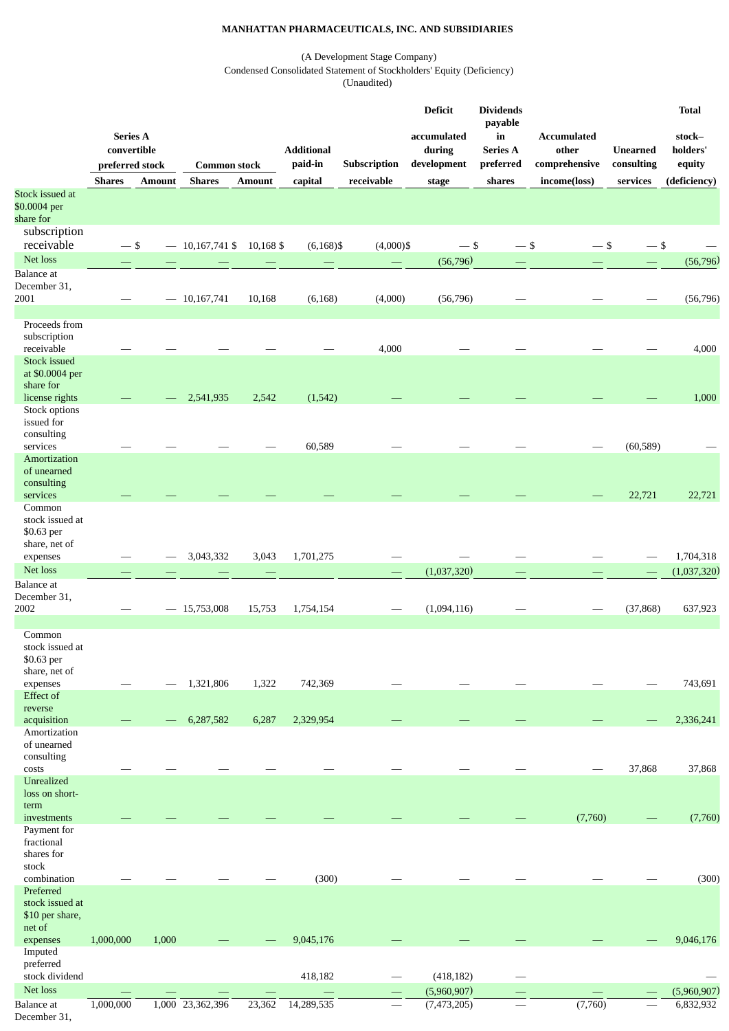**MANHATTAN PHARMACEUTICALS, INC. AND SUBSIDIARIES**

(A Development Stage Company)
Condensed Consolidated Statement of Stockholders' Equity (Deficiency)
(Unaudited)

| | Series A convertible preferred stock | | Common stock | | Additional paid-in | Subscription | Deficit accumulated during development | Dividends payable in Series A preferred | Accumulated other comprehensive | Unearned consulting | Total stock–holders' equity |
|---|---|---|---|---|---|---|---|---|---|---|---|
| | Shares | Amount | Shares | Amount | capital | receivable | stage | shares | income(loss) | services | (deficiency) |
| Stock issued at $0.0004 per share for subscription receivable | — | $ — | 10,167,741 | $ 10,168 | $ (6,168) | $ (4,000) | $ — | $ — | $ — | $ — | $ — |
| Net loss | — | — | — | — | — | — | (56,796) | — | — | — | (56,796) |
| Balance at December 31, 2001 | — | — | 10,167,741 | 10,168 | (6,168) | (4,000) | (56,796) | — | — | — | (56,796) |
| Proceeds from subscription receivable | — | — | — | — | — | 4,000 | — | — | — | — | 4,000 |
| Stock issued at $0.0004 per share for license rights | — | — | 2,541,935 | 2,542 | (1,542) | — | — | — | — | — | 1,000 |
| Stock options issued for consulting services | — | — | — | — | 60,589 | — | — | — | — | (60,589) | — |
| Amortization of unearned consulting services | — | — | — | — | — | — | — | — | — | 22,721 | 22,721 |
| Common stock issued at $0.63 per share, net of expenses | — | — | 3,043,332 | 3,043 | 1,701,275 | — | — | — | — | — | 1,704,318 |
| Net loss | — | — | — | — | | — | (1,037,320) | — | — | — | (1,037,320) |
| Balance at December 31, 2002 | — | — | 15,753,008 | 15,753 | 1,754,154 | — | (1,094,116) | — | — | (37,868) | 637,923 |
| Common stock issued at $0.63 per share, net of expenses | — | — | 1,321,806 | 1,322 | 742,369 | — | — | — | — | — | 743,691 |
| Effect of reverse acquisition | — | — | 6,287,582 | 6,287 | 2,329,954 | — | — | — | — | — | 2,336,241 |
| Amortization of unearned consulting costs | — | — | — | — | — | — | — | — | — | 37,868 | 37,868 |
| Unrealized loss on short-term investments | — | — | — | — | — | — | — | — | (7,760) | — | (7,760) |
| Payment for fractional shares for stock combination | — | — | — | — | (300) | — | — | — | — | — | (300) |
| Preferred stock issued at $10 per share, net of expenses | 1,000,000 | 1,000 | — | — | 9,045,176 | — | — | — | — | — | 9,046,176 |
| Imputed preferred stock dividend | | | | | 418,182 | — | (418,182) | — | | | — |
| Net loss | — | — | — | — | — | — | (5,960,907) | — | — | — | (5,960,907) |
| Balance at December 31, | 1,000,000 | 1,000 | 23,362,396 | 23,362 | 14,289,535 | — | (7,473,205) | — | (7,760) | — | 6,832,932 |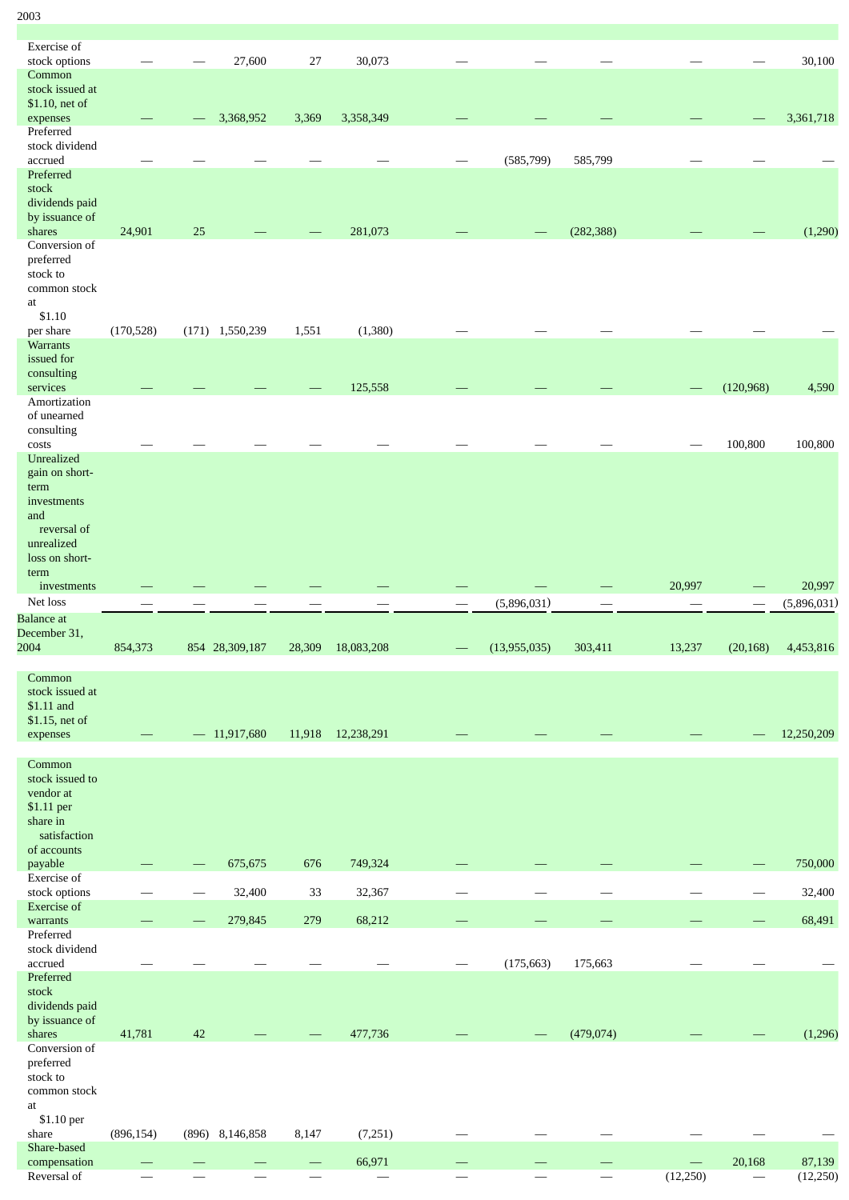2003

| | | | | | | | | | | | |
|---|---|---|---|---|---|---|---|---|---|---|---|
| Exercise of stock options | — | — | 27,600 | 27 | 30,073 | — | — | — | — | — | 30,100 |
| Common stock issued at $1.10, net of expenses | — | — | 3,368,952 | 3,369 | 3,358,349 | — | — | — | — | — | 3,361,718 |
| Preferred stock dividend accrued | — | — | — | — | — | — | (585,799) | 585,799 | — | — | — |
| Preferred stock dividends paid by issuance of shares | 24,901 | 25 | — | — | 281,073 | — | — | (282,388) | — | — | (1,290) |
| Conversion of preferred stock to common stock at $1.10 per share | (170,528) | (171) | 1,550,239 | 1,551 | (1,380) | — | — | — | — | — | — |
| Warrants issued for consulting services | — | — | — | — | 125,558 | — | — | — | — | (120,968) | 4,590 |
| Amortization of unearned consulting costs | — | — | — | — | — | — | — | — | — | 100,800 | 100,800 |
| Unrealized gain on short-term investments and reversal of unrealized loss on short-term investments | — | — | — | — | — | — | — | — | 20,997 | — | 20,997 |
| Net loss | — | — | — | — | — | — | (5,896,031) | — | — | — | (5,896,031) |
| Balance at December 31, 2004 | 854,373 | 854 | 28,309,187 | 28,309 | 18,083,208 | — | (13,955,035) | 303,411 | 13,237 | (20,168) | 4,453,816 |
| Common stock issued at $1.11 and $1.15, net of expenses | — | — | 11,917,680 | 11,918 | 12,238,291 | — | — | — | — | — | 12,250,209 |
| Common stock issued to vendor at $1.11 per share in satisfaction of accounts payable | — | — | 675,675 | 676 | 749,324 | — | — | — | — | — | 750,000 |
| Exercise of stock options | — | — | 32,400 | 33 | 32,367 | — | — | — | — | — | 32,400 |
| Exercise of warrants | — | — | 279,845 | 279 | 68,212 | — | — | — | — | — | 68,491 |
| Preferred stock dividend accrued | — | — | — | — | — | — | (175,663) | 175,663 | — | — | — |
| Preferred stock dividends paid by issuance of shares | 41,781 | 42 | — | — | 477,736 | — | — | (479,074) | — | — | (1,296) |
| Conversion of preferred stock to common stock at $1.10 per share | (896,154) | (896) | 8,146,858 | 8,147 | (7,251) | — | — | — | — | — | — |
| Share-based compensation | — | — | — | — | 66,971 | — | — | — | — | 20,168 | 87,139 |
| Reversal of | — | — | — | — | — | — | — | — | (12,250) | — | (12,250) |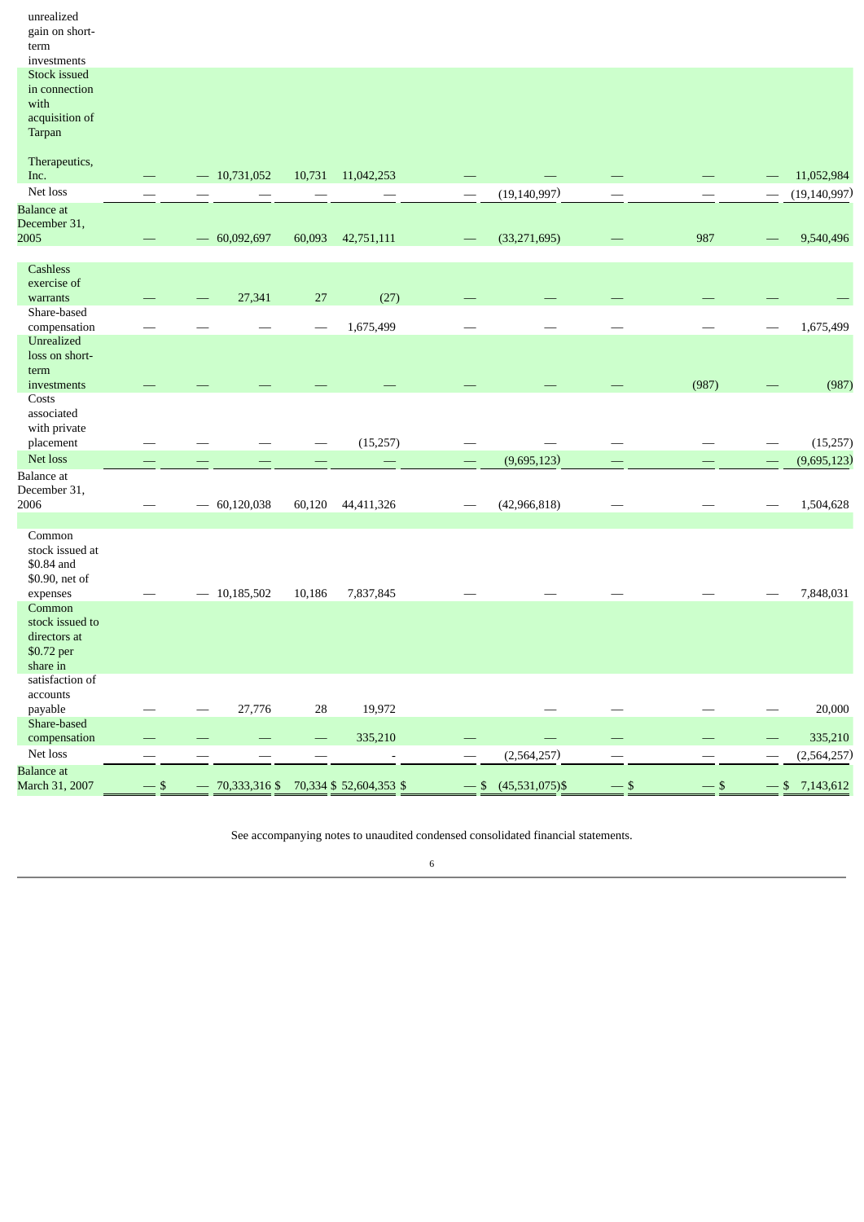| | | | | | | | | | | | |
|---|---|---|---|---|---|---|---|---|---|---|---|
| unrealized gain on short-term investments | | | | | | | | | | | |
| Stock issued in connection with acquisition of Tarpan Therapeutics, Inc. | — | — | 10,731,052 | 10,731 | 11,042,253 | — | — | — | — | — | 11,052,984 |
| Net loss | — | — | — | — | — | — | (19,140,997) | — | — | — | (19,140,997) |
| Balance at December 31, 2005 | — | — | 60,092,697 | 60,093 | 42,751,111 | — | (33,271,695) | — | 987 | — | 9,540,496 |
| Cashless exercise of warrants | — | — | 27,341 | 27 | (27) | — | — | — | — | — | — |
| Share-based compensation | — | — | — | — | 1,675,499 | — | — | — | — | — | 1,675,499 |
| Unrealized loss on short-term investments | — | — | — | — | — | — | — | — | (987) | — | (987) |
| Costs associated with private placement | — | — | — | — | (15,257) | — | — | — | — | — | (15,257) |
| Net loss | — | — | — | — | — | — | (9,695,123) | — | — | — | (9,695,123) |
| Balance at December 31, 2006 | — | — | 60,120,038 | 60,120 | 44,411,326 | — | (42,966,818) | — | — | — | 1,504,628 |
| Common stock issued at $0.84 and $0.90, net of expenses | — | — | 10,185,502 | 10,186 | 7,837,845 | — | — | — | — | — | 7,848,031 |
| Common stock issued to directors at $0.72 per share in satisfaction of accounts payable | — | — | 27,776 | 28 | 19,972 | — | — | — | — | — | 20,000 |
| Share-based compensation | — | — | — | — | 335,210 | — | — | — | — | — | 335,210 |
| Net loss | — | — | — | — | - | — | (2,564,257) | — | — | — | (2,564,257) |
| Balance at March 31, 2007 | — | $ — | 70,333,316 | $ 70,334 | $ 52,604,353 | $ — | $ (45,531,075) | $ — | $ — | $ — | $ 7,143,612 |

See accompanying notes to unaudited condensed consolidated financial statements.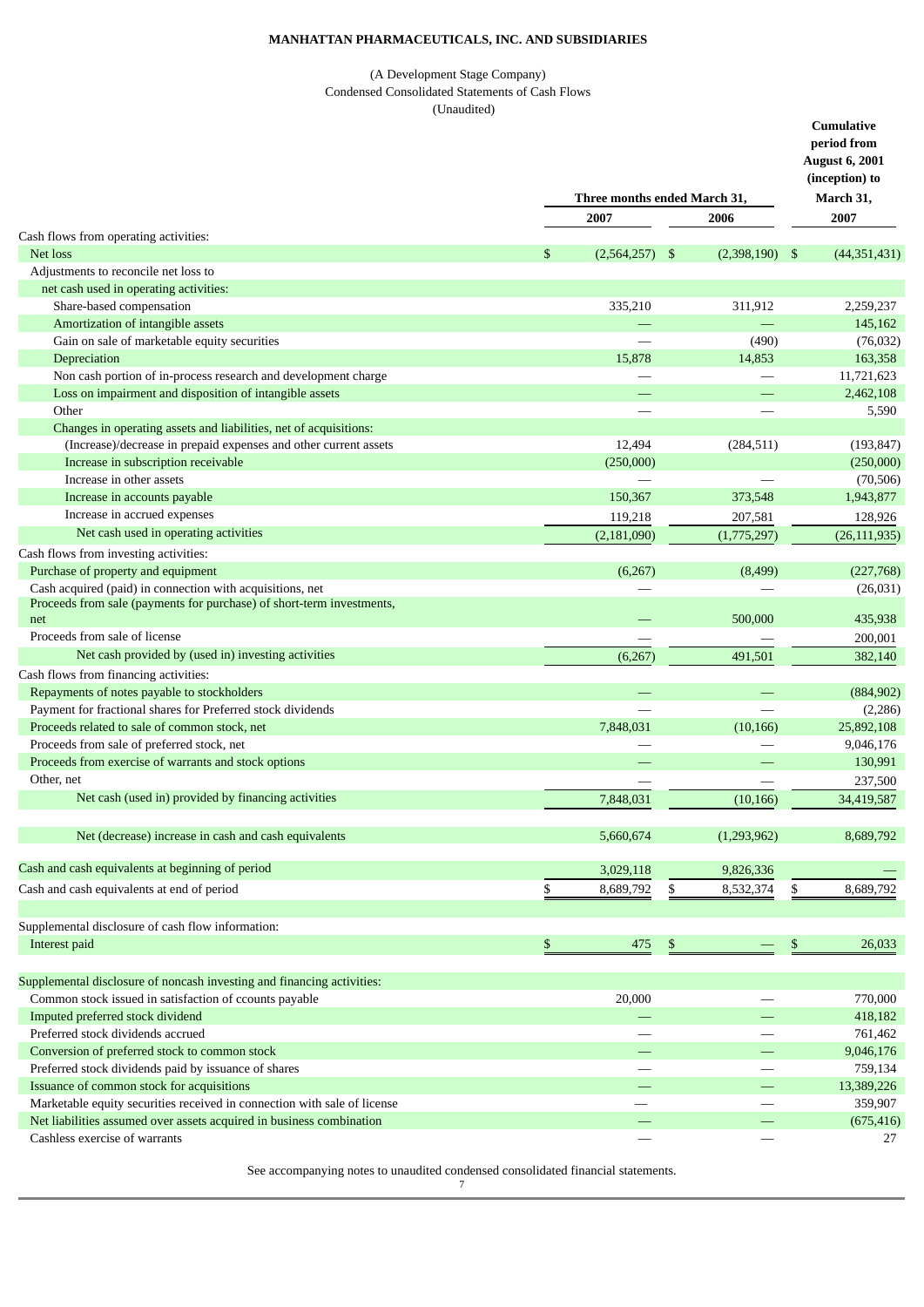**MANHATTAN PHARMACEUTICALS, INC. AND SUBSIDIARIES**

(A Development Stage Company)
Condensed Consolidated Statements of Cash Flows
(Unaudited)

| | Three months ended March 31, 2007 | Three months ended March 31, 2006 | Cumulative period from August 6, 2001 (inception) to March 31, 2007 |
|---|---|---|---|
| Cash flows from operating activities: | | | |
| Net loss | $ (2,564,257) | $ (2,398,190) | $ (44,351,431) |
| Adjustments to reconcile net loss to | | | |
| net cash used in operating activities: | | | |
| Share-based compensation | 335,210 | 311,912 | 2,259,237 |
| Amortization of intangible assets | — | — | 145,162 |
| Gain on sale of marketable equity securities | — | (490) | (76,032) |
| Depreciation | 15,878 | 14,853 | 163,358 |
| Non cash portion of in-process research and development charge | — | — | 11,721,623 |
| Loss on impairment and disposition of intangible assets | — | — | 2,462,108 |
| Other | — | — | 5,590 |
| Changes in operating assets and liabilities, net of acquisitions: | | | |
| (Increase)/decrease in prepaid expenses and other current assets | 12,494 | (284,511) | (193,847) |
| Increase in subscription receivable | (250,000) | | (250,000) |
| Increase in other assets | — | — | (70,506) |
| Increase in accounts payable | 150,367 | 373,548 | 1,943,877 |
| Increase in accrued expenses | 119,218 | 207,581 | 128,926 |
| Net cash used in operating activities | (2,181,090) | (1,775,297) | (26,111,935) |
| Cash flows from investing activities: | | | |
| Purchase of property and equipment | (6,267) | (8,499) | (227,768) |
| Cash acquired (paid) in connection with acquisitions, net | — | — | (26,031) |
| Proceeds from sale (payments for purchase) of short-term investments, net | — | 500,000 | 435,938 |
| Proceeds from sale of license | — | — | 200,001 |
| Net cash provided by (used in) investing activities | (6,267) | 491,501 | 382,140 |
| Cash flows from financing activities: | | | |
| Repayments of notes payable to stockholders | — | — | (884,902) |
| Payment for fractional shares for Preferred stock dividends | — | — | (2,286) |
| Proceeds related to sale of common stock, net | 7,848,031 | (10,166) | 25,892,108 |
| Proceeds from sale of preferred stock, net | — | — | 9,046,176 |
| Proceeds from exercise of warrants and stock options | — | — | 130,991 |
| Other, net | — | — | 237,500 |
| Net cash (used in) provided by financing activities | 7,848,031 | (10,166) | 34,419,587 |
| Net (decrease) increase in cash and cash equivalents | 5,660,674 | (1,293,962) | 8,689,792 |
| Cash and cash equivalents at beginning of period | 3,029,118 | 9,826,336 | — |
| Cash and cash equivalents at end of period | $ 8,689,792 | $ 8,532,374 | $ 8,689,792 |
| Supplemental disclosure of cash flow information: | | | |
| Interest paid | $ 475 | $ — | $ 26,033 |
| Supplemental disclosure of noncash investing and financing activities: | | | |
| Common stock issued in satisfaction of ccounts payable | 20,000 | — | 770,000 |
| Imputed preferred stock dividend | — | — | 418,182 |
| Preferred stock dividends accrued | — | — | 761,462 |
| Conversion of preferred stock to common stock | — | — | 9,046,176 |
| Preferred stock dividends paid by issuance of shares | — | — | 759,134 |
| Issuance of common stock for acquisitions | — | — | 13,389,226 |
| Marketable equity securities received in connection with sale of license | — | — | 359,907 |
| Net liabilities assumed over assets acquired in business combination | — | — | (675,416) |
| Cashless exercise of warrants | — | — | 27 |

See accompanying notes to unaudited condensed consolidated financial statements.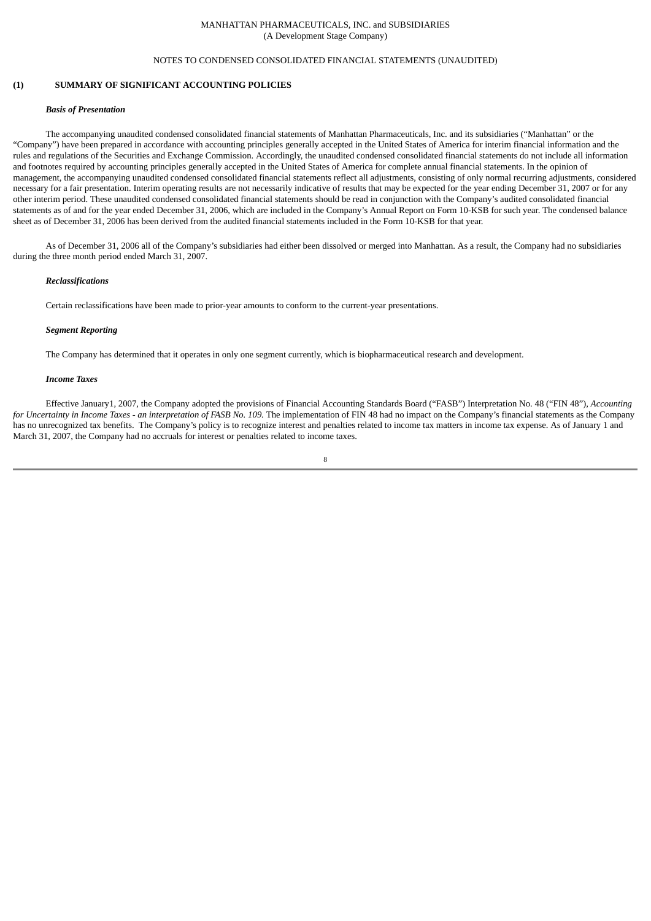MANHATTAN PHARMACEUTICALS, INC. and SUBSIDIARIES
(A Development Stage Company)

NOTES TO CONDENSED CONSOLIDATED FINANCIAL STATEMENTS (UNAUDITED)

## (1) SUMMARY OF SIGNIFICANT ACCOUNTING POLICIES

***Basis of Presentation***

The accompanying unaudited condensed consolidated financial statements of Manhattan Pharmaceuticals, Inc. and its subsidiaries ("Manhattan" or the "Company") have been prepared in accordance with accounting principles generally accepted in the United States of America for interim financial information and the rules and regulations of the Securities and Exchange Commission. Accordingly, the unaudited condensed consolidated financial statements do not include all information and footnotes required by accounting principles generally accepted in the United States of America for complete annual financial statements. In the opinion of management, the accompanying unaudited condensed consolidated financial statements reflect all adjustments, consisting of only normal recurring adjustments, considered necessary for a fair presentation. Interim operating results are not necessarily indicative of results that may be expected for the year ending December 31, 2007 or for any other interim period. These unaudited condensed consolidated financial statements should be read in conjunction with the Company's audited consolidated financial statements as of and for the year ended December 31, 2006, which are included in the Company's Annual Report on Form 10-KSB for such year. The condensed balance sheet as of December 31, 2006 has been derived from the audited financial statements included in the Form 10-KSB for that year.

As of December 31, 2006 all of the Company's subsidiaries had either been dissolved or merged into Manhattan. As a result, the Company had no subsidiaries during the three month period ended March 31, 2007.

***Reclassifications***

Certain reclassifications have been made to prior-year amounts to conform to the current-year presentations.

***Segment Reporting***

The Company has determined that it operates in only one segment currently, which is biopharmaceutical research and development.

***Income Taxes***

Effective January1, 2007, the Company adopted the provisions of Financial Accounting Standards Board ("FASB") Interpretation No. 48 ("FIN 48"), *Accounting for Uncertainty in Income Taxes - an interpretation of FASB No. 109.* The implementation of FIN 48 had no impact on the Company's financial statements as the Company has no unrecognized tax benefits. The Company's policy is to recognize interest and penalties related to income tax matters in income tax expense. As of January 1 and March 31, 2007, the Company had no accruals for interest or penalties related to income taxes.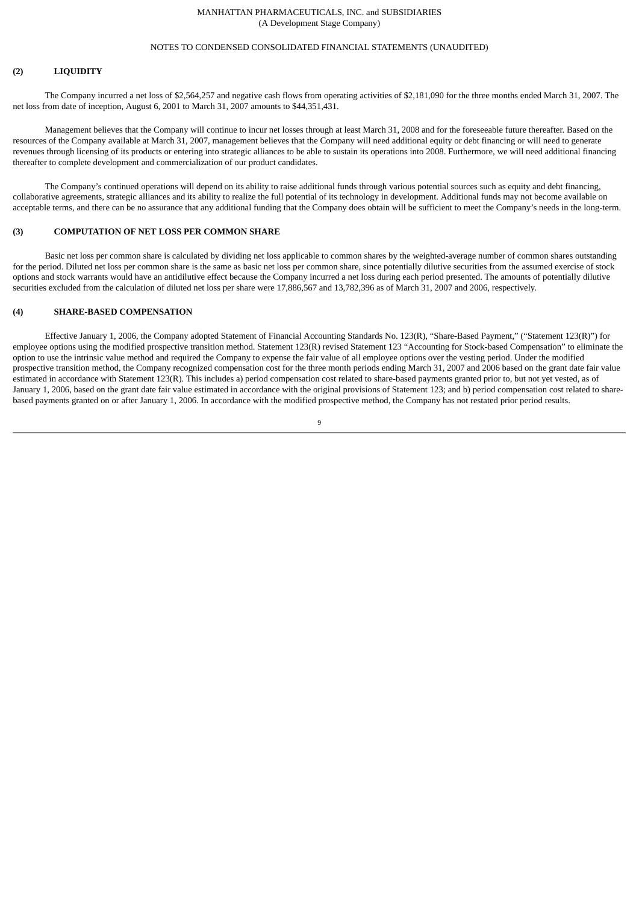MANHATTAN PHARMACEUTICALS, INC. and SUBSIDIARIES
(A Development Stage Company)

NOTES TO CONDENSED CONSOLIDATED FINANCIAL STATEMENTS (UNAUDITED)

## (2) LIQUIDITY

The Company incurred a net loss of $2,564,257 and negative cash flows from operating activities of $2,181,090 for the three months ended March 31, 2007. The net loss from date of inception, August 6, 2001 to March 31, 2007 amounts to $44,351,431.

Management believes that the Company will continue to incur net losses through at least March 31, 2008 and for the foreseeable future thereafter. Based on the resources of the Company available at March 31, 2007, management believes that the Company will need additional equity or debt financing or will need to generate revenues through licensing of its products or entering into strategic alliances to be able to sustain its operations into 2008. Furthermore, we will need additional financing thereafter to complete development and commercialization of our product candidates.

The Company's continued operations will depend on its ability to raise additional funds through various potential sources such as equity and debt financing, collaborative agreements, strategic alliances and its ability to realize the full potential of its technology in development. Additional funds may not become available on acceptable terms, and there can be no assurance that any additional funding that the Company does obtain will be sufficient to meet the Company's needs in the long-term.

## (3) COMPUTATION OF NET LOSS PER COMMON SHARE

Basic net loss per common share is calculated by dividing net loss applicable to common shares by the weighted-average number of common shares outstanding for the period. Diluted net loss per common share is the same as basic net loss per common share, since potentially dilutive securities from the assumed exercise of stock options and stock warrants would have an antidilutive effect because the Company incurred a net loss during each period presented. The amounts of potentially dilutive securities excluded from the calculation of diluted net loss per share were 17,886,567 and 13,782,396 as of March 31, 2007 and 2006, respectively.

## (4) SHARE-BASED COMPENSATION

Effective January 1, 2006, the Company adopted Statement of Financial Accounting Standards No. 123(R), "Share-Based Payment," ("Statement 123(R)") for employee options using the modified prospective transition method. Statement 123(R) revised Statement 123 "Accounting for Stock-based Compensation" to eliminate the option to use the intrinsic value method and required the Company to expense the fair value of all employee options over the vesting period. Under the modified prospective transition method, the Company recognized compensation cost for the three month periods ending March 31, 2007 and 2006 based on the grant date fair value estimated in accordance with Statement 123(R). This includes a) period compensation cost related to share-based payments granted prior to, but not yet vested, as of January 1, 2006, based on the grant date fair value estimated in accordance with the original provisions of Statement 123; and b) period compensation cost related to share-based payments granted on or after January 1, 2006. In accordance with the modified prospective method, the Company has not restated prior period results.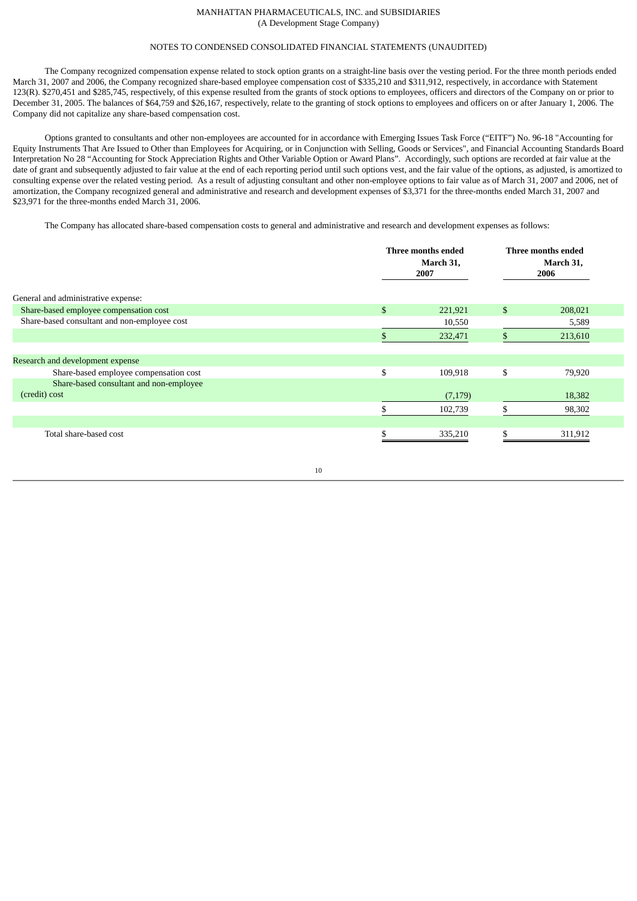MANHATTAN PHARMACEUTICALS, INC. and SUBSIDIARIES
(A Development Stage Company)

NOTES TO CONDENSED CONSOLIDATED FINANCIAL STATEMENTS (UNAUDITED)

The Company recognized compensation expense related to stock option grants on a straight-line basis over the vesting period. For the three month periods ended March 31, 2007 and 2006, the Company recognized share-based employee compensation cost of $335,210 and $311,912, respectively, in accordance with Statement 123(R). $270,451 and $285,745, respectively, of this expense resulted from the grants of stock options to employees, officers and directors of the Company on or prior to December 31, 2005. The balances of $64,759 and $26,167, respectively, relate to the granting of stock options to employees and officers on or after January 1, 2006. The Company did not capitalize any share-based compensation cost.

Options granted to consultants and other non-employees are accounted for in accordance with Emerging Issues Task Force ("EITF") No. 96-18 "Accounting for Equity Instruments That Are Issued to Other than Employees for Acquiring, or in Conjunction with Selling, Goods or Services", and Financial Accounting Standards Board Interpretation No 28 "Accounting for Stock Appreciation Rights and Other Variable Option or Award Plans". Accordingly, such options are recorded at fair value at the date of grant and subsequently adjusted to fair value at the end of each reporting period until such options vest, and the fair value of the options, as adjusted, is amortized to consulting expense over the related vesting period. As a result of adjusting consultant and other non-employee options to fair value as of March 31, 2007 and 2006, net of amortization, the Company recognized general and administrative and research and development expenses of $3,371 for the three-months ended March 31, 2007 and $23,971 for the three-months ended March 31, 2006.

The Company has allocated share-based compensation costs to general and administrative and research and development expenses as follows:

| | Three months ended March 31, 2007 | Three months ended March 31, 2006 |
|---|---|---|
| General and administrative expense: | | |
| Share-based employee compensation cost | $ 221,921 | $ 208,021 |
| Share-based consultant and non-employee cost | 10,550 | 5,589 |
| | $ 232,471 | $ 213,610 |
| Research and development expense | | |
| Share-based employee compensation cost | $ 109,918 | $ 79,920 |
| Share-based consultant and non-employee (credit) cost | (7,179) | 18,382 |
| | $ 102,739 | $ 98,302 |
| Total share-based cost | $ 335,210 | $ 311,912 |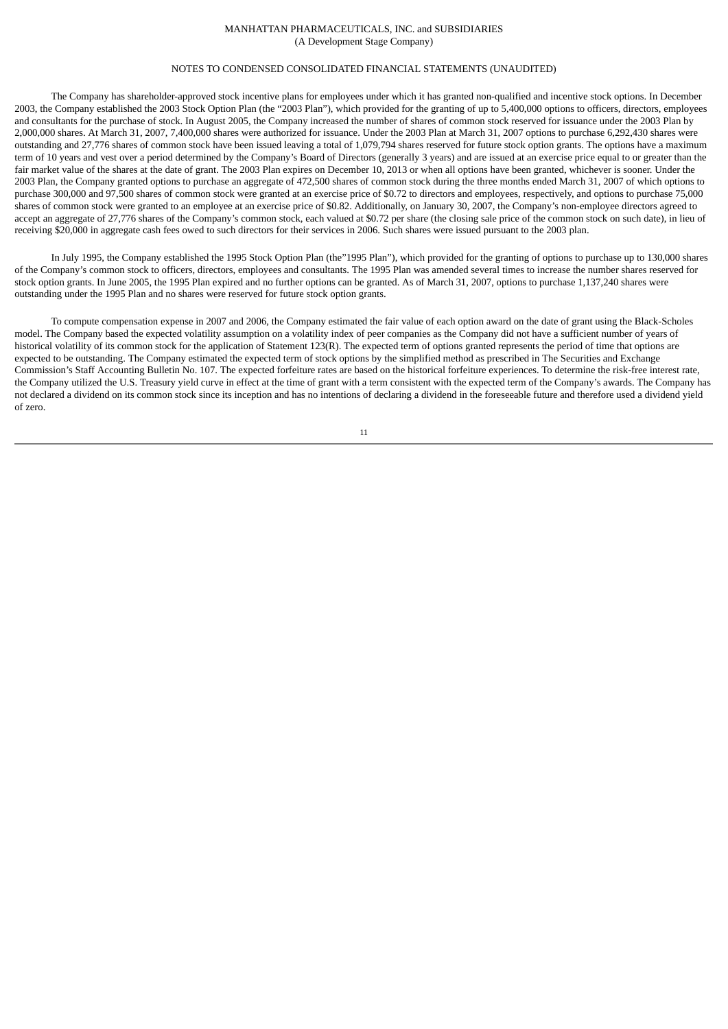MANHATTAN PHARMACEUTICALS, INC. and SUBSIDIARIES
(A Development Stage Company)

NOTES TO CONDENSED CONSOLIDATED FINANCIAL STATEMENTS (UNAUDITED)

The Company has shareholder-approved stock incentive plans for employees under which it has granted non-qualified and incentive stock options. In December 2003, the Company established the 2003 Stock Option Plan (the "2003 Plan"), which provided for the granting of up to 5,400,000 options to officers, directors, employees and consultants for the purchase of stock. In August 2005, the Company increased the number of shares of common stock reserved for issuance under the 2003 Plan by 2,000,000 shares. At March 31, 2007, 7,400,000 shares were authorized for issuance. Under the 2003 Plan at March 31, 2007 options to purchase 6,292,430 shares were outstanding and 27,776 shares of common stock have been issued leaving a total of 1,079,794 shares reserved for future stock option grants. The options have a maximum term of 10 years and vest over a period determined by the Company's Board of Directors (generally 3 years) and are issued at an exercise price equal to or greater than the fair market value of the shares at the date of grant. The 2003 Plan expires on December 10, 2013 or when all options have been granted, whichever is sooner. Under the 2003 Plan, the Company granted options to purchase an aggregate of 472,500 shares of common stock during the three months ended March 31, 2007 of which options to purchase 300,000 and 97,500 shares of common stock were granted at an exercise price of $0.72 to directors and employees, respectively, and options to purchase 75,000 shares of common stock were granted to an employee at an exercise price of $0.82. Additionally, on January 30, 2007, the Company's non-employee directors agreed to accept an aggregate of 27,776 shares of the Company's common stock, each valued at $0.72 per share (the closing sale price of the common stock on such date), in lieu of receiving $20,000 in aggregate cash fees owed to such directors for their services in 2006. Such shares were issued pursuant to the 2003 plan.

In July 1995, the Company established the 1995 Stock Option Plan (the"1995 Plan"), which provided for the granting of options to purchase up to 130,000 shares of the Company's common stock to officers, directors, employees and consultants. The 1995 Plan was amended several times to increase the number shares reserved for stock option grants. In June 2005, the 1995 Plan expired and no further options can be granted. As of March 31, 2007, options to purchase 1,137,240 shares were outstanding under the 1995 Plan and no shares were reserved for future stock option grants.

To compute compensation expense in 2007 and 2006, the Company estimated the fair value of each option award on the date of grant using the Black-Scholes model. The Company based the expected volatility assumption on a volatility index of peer companies as the Company did not have a sufficient number of years of historical volatility of its common stock for the application of Statement 123(R). The expected term of options granted represents the period of time that options are expected to be outstanding. The Company estimated the expected term of stock options by the simplified method as prescribed in The Securities and Exchange Commission's Staff Accounting Bulletin No. 107. The expected forfeiture rates are based on the historical forfeiture experiences. To determine the risk-free interest rate, the Company utilized the U.S. Treasury yield curve in effect at the time of grant with a term consistent with the expected term of the Company's awards. The Company has not declared a dividend on its common stock since its inception and has no intentions of declaring a dividend in the foreseeable future and therefore used a dividend yield of zero.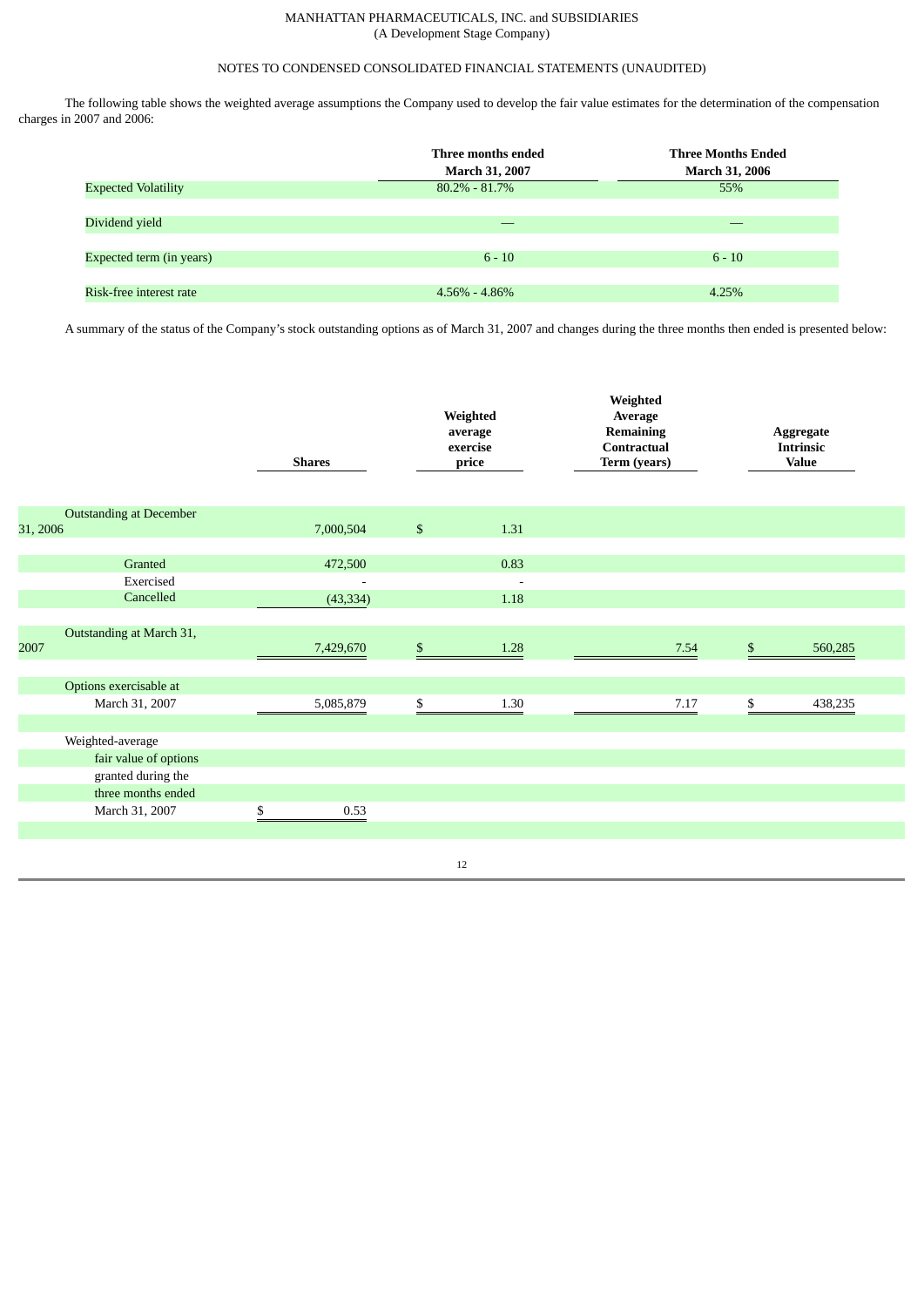MANHATTAN PHARMACEUTICALS, INC. and SUBSIDIARIES
(A Development Stage Company)

NOTES TO CONDENSED CONSOLIDATED FINANCIAL STATEMENTS (UNAUDITED)

The following table shows the weighted average assumptions the Company used to develop the fair value estimates for the determination of the compensation charges in 2007 and 2006:

| | Three months ended March 31, 2007 | Three Months Ended March 31, 2006 |
|---|---|---|
| Expected Volatility | 80.2% - 81.7% | 55% |
| Dividend yield | — | — |
| Expected term (in years) | 6 - 10 | 6 - 10 |
| Risk-free interest rate | 4.56% - 4.86% | 4.25% |

A summary of the status of the Company's stock outstanding options as of March 31, 2007 and changes during the three months then ended is presented below:

| | Shares | Weighted average exercise price | Weighted Average Remaining Contractual Term (years) | Aggregate Intrinsic Value |
|---|---|---|---|---|
| Outstanding at December 31, 2006 | 7,000,504 | $ 1.31 | | |
| Granted | 472,500 | 0.83 | | |
| Exercised | - | - | | |
| Cancelled | (43,334) | 1.18 | | |
| Outstanding at March 31, 2007 | 7,429,670 | $ 1.28 | 7.54 | $ 560,285 |
| Options exercisable at March 31, 2007 | 5,085,879 | $ 1.30 | 7.17 | $ 438,235 |
| Weighted-average fair value of options granted during the three months ended March 31, 2007 | $ 0.53 | | | |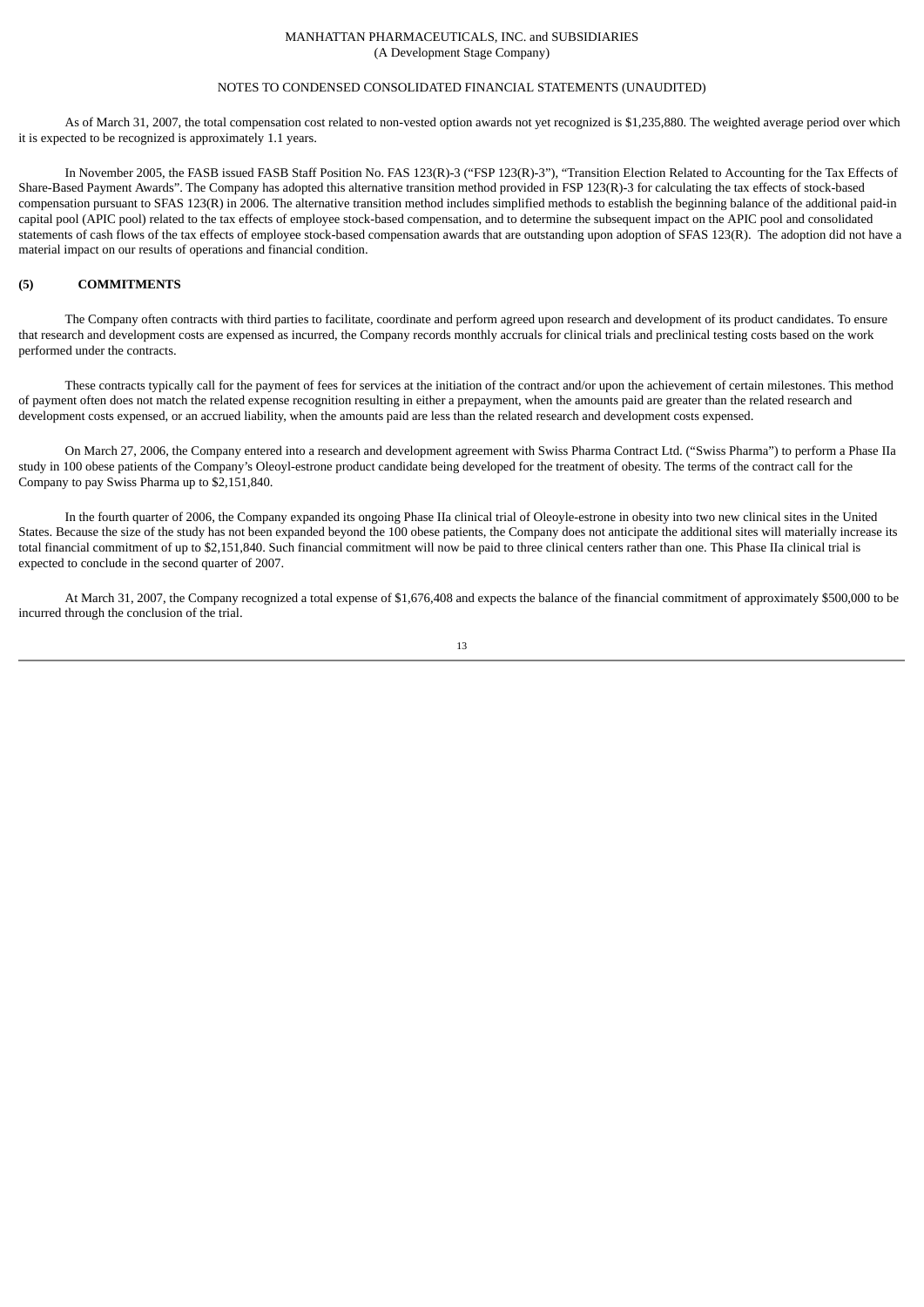As of March 31, 2007, the total compensation cost related to non-vested option awards not yet recognized is $1,235,880. The weighted average period over which it is expected to be recognized is approximately 1.1 years.

In November 2005, the FASB issued FASB Staff Position No. FAS 123(R)-3 (“FSP 123(R)-3”), “Transition Election Related to Accounting for the Tax Effects of Share-Based Payment Awards”. The Company has adopted this alternative transition method provided in FSP 123(R)-3 for calculating the tax effects of stock-based compensation pursuant to SFAS 123(R) in 2006. The alternative transition method includes simplified methods to establish the beginning balance of the additional paid-in capital pool (APIC pool) related to the tax effects of employee stock-based compensation, and to determine the subsequent impact on the APIC pool and consolidated statements of cash flows of the tax effects of employee stock-based compensation awards that are outstanding upon adoption of SFAS 123(R). The adoption did not have a material impact on our results of operations and financial condition.

## (5) COMMITMENTS

The Company often contracts with third parties to facilitate, coordinate and perform agreed upon research and development of its product candidates. To ensure that research and development costs are expensed as incurred, the Company records monthly accruals for clinical trials and preclinical testing costs based on the work performed under the contracts.

These contracts typically call for the payment of fees for services at the initiation of the contract and/or upon the achievement of certain milestones. This method of payment often does not match the related expense recognition resulting in either a prepayment, when the amounts paid are greater than the related research and development costs expensed, or an accrued liability, when the amounts paid are less than the related research and development costs expensed.

On March 27, 2006, the Company entered into a research and development agreement with Swiss Pharma Contract Ltd. (“Swiss Pharma”) to perform a Phase IIa study in 100 obese patients of the Company’s Oleoyl-estrone product candidate being developed for the treatment of obesity. The terms of the contract call for the Company to pay Swiss Pharma up to $2,151,840.

In the fourth quarter of 2006, the Company expanded its ongoing Phase IIa clinical trial of Oleoyle-estrone in obesity into two new clinical sites in the United States. Because the size of the study has not been expanded beyond the 100 obese patients, the Company does not anticipate the additional sites will materially increase its total financial commitment of up to $2,151,840. Such financial commitment will now be paid to three clinical centers rather than one. This Phase IIa clinical trial is expected to conclude in the second quarter of 2007.

At March 31, 2007, the Company recognized a total expense of $1,676,408 and expects the balance of the financial commitment of approximately $500,000 to be incurred through the conclusion of the trial.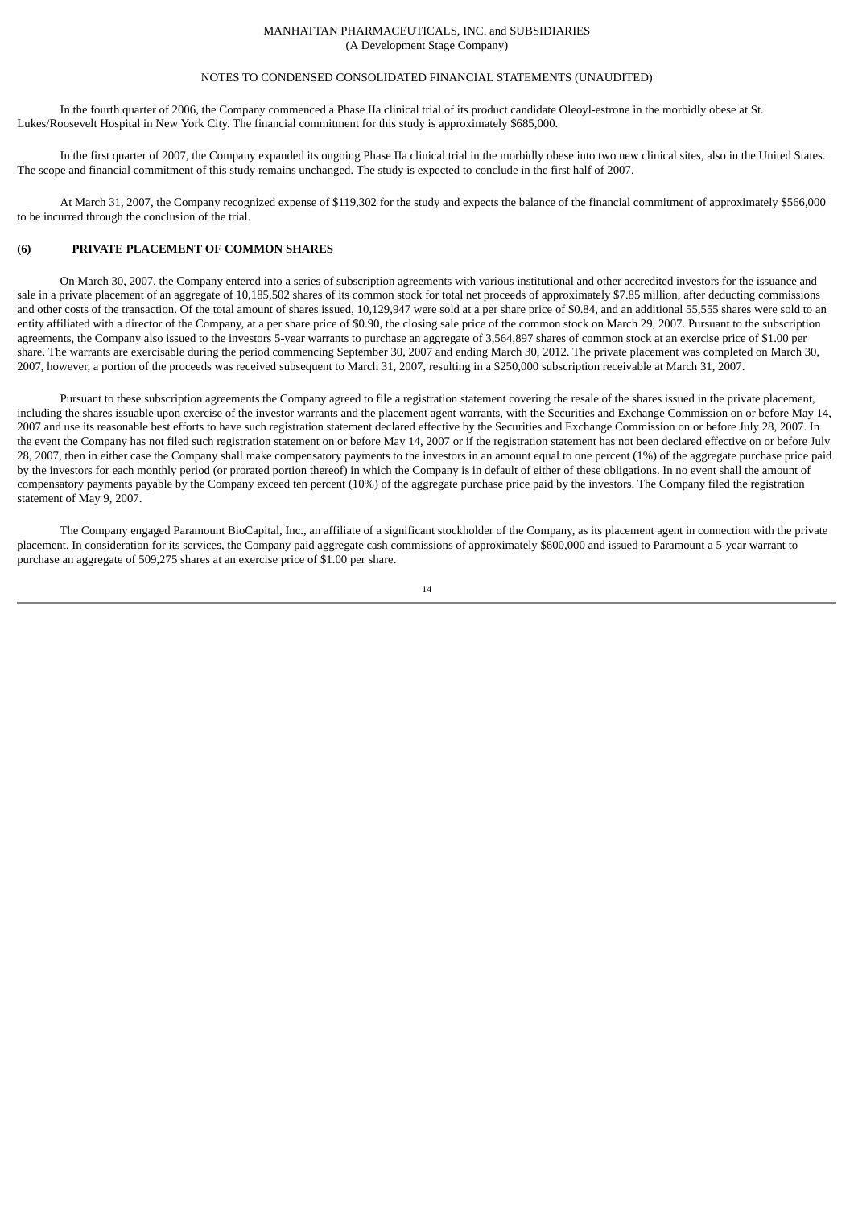In the fourth quarter of 2006, the Company commenced a Phase IIa clinical trial of its product candidate Oleoyl-estrone in the morbidly obese at St. Lukes/Roosevelt Hospital in New York City. The financial commitment for this study is approximately $685,000.

In the first quarter of 2007, the Company expanded its ongoing Phase IIa clinical trial in the morbidly obese into two new clinical sites, also in the United States. The scope and financial commitment of this study remains unchanged. The study is expected to conclude in the first half of 2007.

At March 31, 2007, the Company recognized expense of $119,302 for the study and expects the balance of the financial commitment of approximately $566,000 to be incurred through the conclusion of the trial.

## (6) PRIVATE PLACEMENT OF COMMON SHARES

On March 30, 2007, the Company entered into a series of subscription agreements with various institutional and other accredited investors for the issuance and sale in a private placement of an aggregate of 10,185,502 shares of its common stock for total net proceeds of approximately $7.85 million, after deducting commissions and other costs of the transaction. Of the total amount of shares issued, 10,129,947 were sold at a per share price of $0.84, and an additional 55,555 shares were sold to an entity affiliated with a director of the Company, at a per share price of $0.90, the closing sale price of the common stock on March 29, 2007. Pursuant to the subscription agreements, the Company also issued to the investors 5-year warrants to purchase an aggregate of 3,564,897 shares of common stock at an exercise price of $1.00 per share. The warrants are exercisable during the period commencing September 30, 2007 and ending March 30, 2012. The private placement was completed on March 30, 2007, however, a portion of the proceeds was received subsequent to March 31, 2007, resulting in a $250,000 subscription receivable at March 31, 2007.

Pursuant to these subscription agreements the Company agreed to file a registration statement covering the resale of the shares issued in the private placement, including the shares issuable upon exercise of the investor warrants and the placement agent warrants, with the Securities and Exchange Commission on or before May 14, 2007 and use its reasonable best efforts to have such registration statement declared effective by the Securities and Exchange Commission on or before July 28, 2007. In the event the Company has not filed such registration statement on or before May 14, 2007 or if the registration statement has not been declared effective on or before July 28, 2007, then in either case the Company shall make compensatory payments to the investors in an amount equal to one percent (1%) of the aggregate purchase price paid by the investors for each monthly period (or prorated portion thereof) in which the Company is in default of either of these obligations. In no event shall the amount of compensatory payments payable by the Company exceed ten percent (10%) of the aggregate purchase price paid by the investors. The Company filed the registration statement of May 9, 2007.

The Company engaged Paramount BioCapital, Inc., an affiliate of a significant stockholder of the Company, as its placement agent in connection with the private placement. In consideration for its services, the Company paid aggregate cash commissions of approximately $600,000 and issued to Paramount a 5-year warrant to purchase an aggregate of 509,275 shares at an exercise price of $1.00 per share.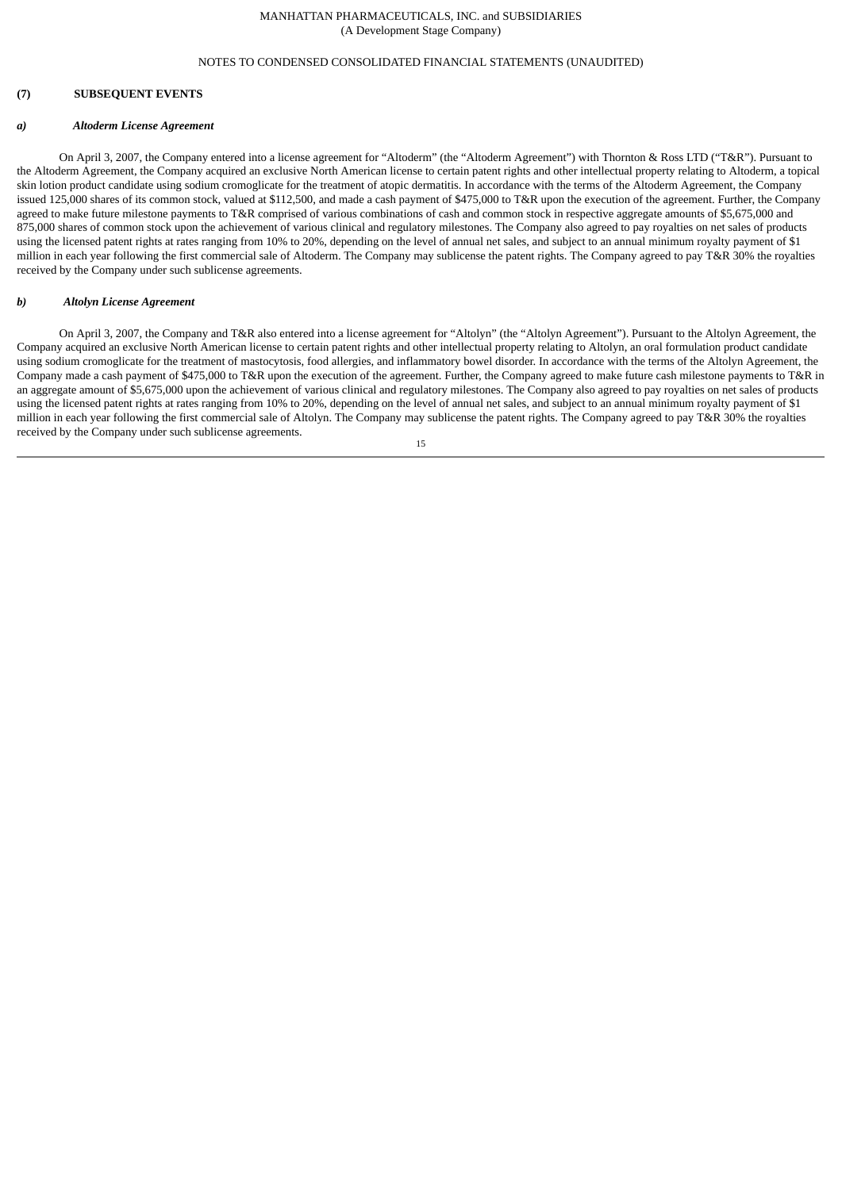MANHATTAN PHARMACEUTICALS, INC. and SUBSIDIARIES
(A Development Stage Company)

NOTES TO CONDENSED CONSOLIDATED FINANCIAL STATEMENTS (UNAUDITED)

## (7) SUBSEQUENT EVENTS

### *a) Altoderm License Agreement*

On April 3, 2007, the Company entered into a license agreement for "Altoderm" (the "Altoderm Agreement") with Thornton & Ross LTD ("T&R"). Pursuant to the Altoderm Agreement, the Company acquired an exclusive North American license to certain patent rights and other intellectual property relating to Altoderm, a topical skin lotion product candidate using sodium cromoglicate for the treatment of atopic dermatitis. In accordance with the terms of the Altoderm Agreement, the Company issued 125,000 shares of its common stock, valued at $112,500, and made a cash payment of $475,000 to T&R upon the execution of the agreement. Further, the Company agreed to make future milestone payments to T&R comprised of various combinations of cash and common stock in respective aggregate amounts of $5,675,000 and 875,000 shares of common stock upon the achievement of various clinical and regulatory milestones. The Company also agreed to pay royalties on net sales of products using the licensed patent rights at rates ranging from 10% to 20%, depending on the level of annual net sales, and subject to an annual minimum royalty payment of $1 million in each year following the first commercial sale of Altoderm. The Company may sublicense the patent rights. The Company agreed to pay T&R 30% the royalties received by the Company under such sublicense agreements.

### *b) Altolyn License Agreement*

On April 3, 2007, the Company and T&R also entered into a license agreement for "Altolyn" (the "Altolyn Agreement"). Pursuant to the Altolyn Agreement, the Company acquired an exclusive North American license to certain patent rights and other intellectual property relating to Altolyn, an oral formulation product candidate using sodium cromoglicate for the treatment of mastocytosis, food allergies, and inflammatory bowel disorder. In accordance with the terms of the Altolyn Agreement, the Company made a cash payment of $475,000 to T&R upon the execution of the agreement. Further, the Company agreed to make future cash milestone payments to T&R in an aggregate amount of $5,675,000 upon the achievement of various clinical and regulatory milestones. The Company also agreed to pay royalties on net sales of products using the licensed patent rights at rates ranging from 10% to 20%, depending on the level of annual net sales, and subject to an annual minimum royalty payment of $1 million in each year following the first commercial sale of Altolyn. The Company may sublicense the patent rights. The Company agreed to pay T&R 30% the royalties received by the Company under such sublicense agreements.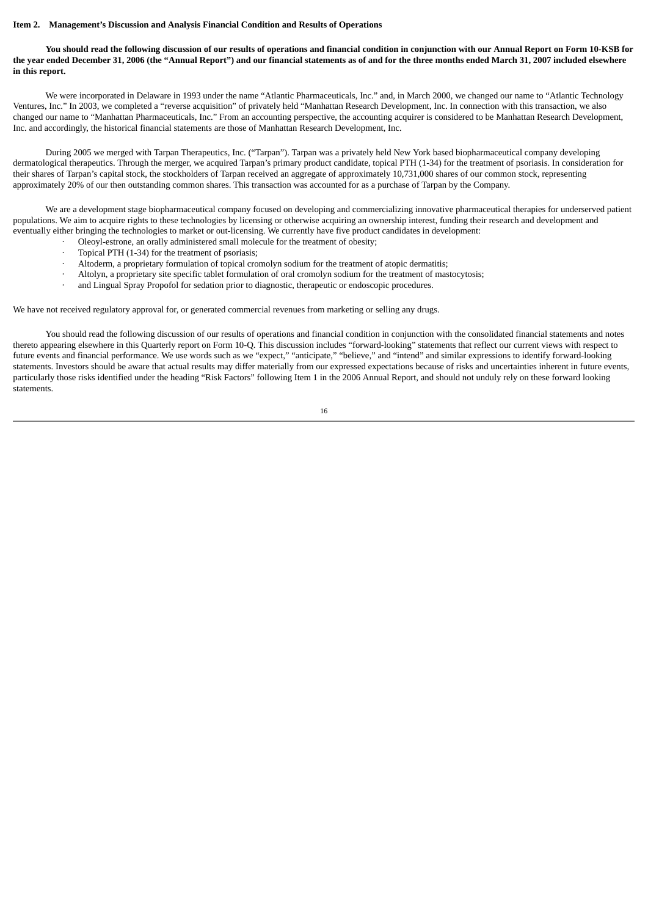**Item 2. Management's Discussion and Analysis Financial Condition and Results of Operations**

**You should read the following discussion of our results of operations and financial condition in conjunction with our Annual Report on Form 10-KSB for the year ended December 31, 2006 (the "Annual Report") and our financial statements as of and for the three months ended March 31, 2007 included elsewhere in this report.**

We were incorporated in Delaware in 1993 under the name "Atlantic Pharmaceuticals, Inc." and, in March 2000, we changed our name to "Atlantic Technology Ventures, Inc." In 2003, we completed a "reverse acquisition" of privately held "Manhattan Research Development, Inc. In connection with this transaction, we also changed our name to "Manhattan Pharmaceuticals, Inc." From an accounting perspective, the accounting acquirer is considered to be Manhattan Research Development, Inc. and accordingly, the historical financial statements are those of Manhattan Research Development, Inc.

During 2005 we merged with Tarpan Therapeutics, Inc. ("Tarpan"). Tarpan was a privately held New York based biopharmaceutical company developing dermatological therapeutics. Through the merger, we acquired Tarpan's primary product candidate, topical PTH (1-34) for the treatment of psoriasis. In consideration for their shares of Tarpan's capital stock, the stockholders of Tarpan received an aggregate of approximately 10,731,000 shares of our common stock, representing approximately 20% of our then outstanding common shares. This transaction was accounted for as a purchase of Tarpan by the Company.

We are a development stage biopharmaceutical company focused on developing and commercializing innovative pharmaceutical therapies for underserved patient populations. We aim to acquire rights to these technologies by licensing or otherwise acquiring an ownership interest, funding their research and development and eventually either bringing the technologies to market or out-licensing. We currently have five product candidates in development:

- Oleoyl-estrone, an orally administered small molecule for the treatment of obesity;
- Topical PTH (1-34) for the treatment of psoriasis;
- Altoderm, a proprietary formulation of topical cromolyn sodium for the treatment of atopic dermatitis;
- Altolyn, a proprietary site specific tablet formulation of oral cromolyn sodium for the treatment of mastocytosis;
- and Lingual Spray Propofol for sedation prior to diagnostic, therapeutic or endoscopic procedures.

We have not received regulatory approval for, or generated commercial revenues from marketing or selling any drugs.

You should read the following discussion of our results of operations and financial condition in conjunction with the consolidated financial statements and notes thereto appearing elsewhere in this Quarterly report on Form 10-Q. This discussion includes "forward-looking" statements that reflect our current views with respect to future events and financial performance. We use words such as we "expect," "anticipate," "believe," and "intend" and similar expressions to identify forward-looking statements. Investors should be aware that actual results may differ materially from our expressed expectations because of risks and uncertainties inherent in future events, particularly those risks identified under the heading "Risk Factors" following Item 1 in the 2006 Annual Report, and should not unduly rely on these forward looking statements.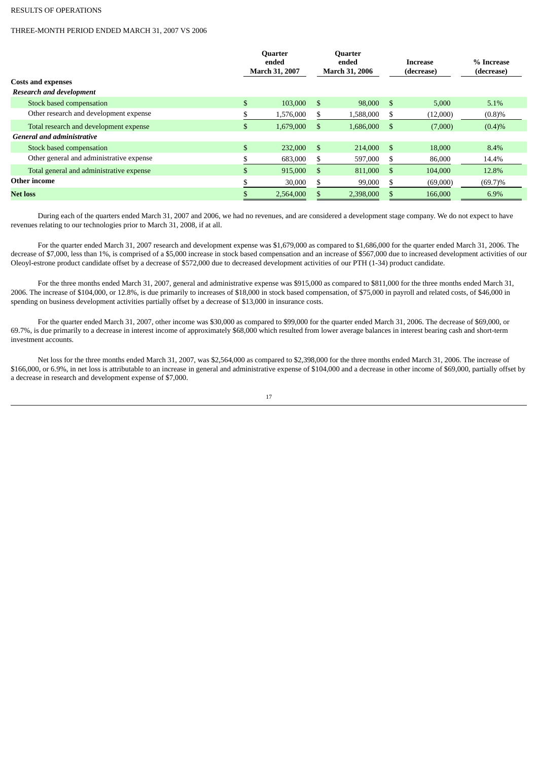RESULTS OF OPERATIONS

THREE-MONTH PERIOD ENDED MARCH 31, 2007 VS 2006

| | Quarter ended March 31, 2007 | Quarter ended March 31, 2006 | Increase (decrease) | % Increase (decrease) |
|---|---|---|---|---|
| **Costs and expenses** | | | | |
| ***Research and development*** | | | | |
| Stock based compensation | $ 103,000 | $ 98,000 | $ 5,000 | 5.1% |
| Other research and development expense | $ 1,576,000 | $ 1,588,000 | $ (12,000) | (0.8)% |
| Total research and development expense | $ 1,679,000 | $ 1,686,000 | $ (7,000) | (0.4)% |
| ***General and administrative*** | | | | |
| Stock based compensation | $ 232,000 | $ 214,000 | $ 18,000 | 8.4% |
| Other general and administrative expense | $ 683,000 | $ 597,000 | $ 86,000 | 14.4% |
| Total general and administrative expense | $ 915,000 | $ 811,000 | $ 104,000 | 12.8% |
| **Other income** | $ 30,000 | $ 99,000 | $ (69,000) | (69.7)% |
| **Net loss** | $ 2,564,000 | $ 2,398,000 | $ 166,000 | 6.9% |

During each of the quarters ended March 31, 2007 and 2006, we had no revenues, and are considered a development stage company. We do not expect to have revenues relating to our technologies prior to March 31, 2008, if at all.

For the quarter ended March 31, 2007 research and development expense was $1,679,000 as compared to $1,686,000 for the quarter ended March 31, 2006. The decrease of $7,000, less than 1%, is comprised of a $5,000 increase in stock based compensation and an increase of $567,000 due to increased development activities of our Oleoyl-estrone product candidate offset by a decrease of $572,000 due to decreased development activities of our PTH (1-34) product candidate.

For the three months ended March 31, 2007, general and administrative expense was $915,000 as compared to $811,000 for the three months ended March 31, 2006. The increase of $104,000, or 12.8%, is due primarily to increases of $18,000 in stock based compensation, of $75,000 in payroll and related costs, of $46,000 in spending on business development activities partially offset by a decrease of $13,000 in insurance costs.

For the quarter ended March 31, 2007, other income was $30,000 as compared to $99,000 for the quarter ended March 31, 2006. The decrease of $69,000, or 69.7%, is due primarily to a decrease in interest income of approximately $68,000 which resulted from lower average balances in interest bearing cash and short-term investment accounts.

Net loss for the three months ended March 31, 2007, was $2,564,000 as compared to $2,398,000 for the three months ended March 31, 2006. The increase of $166,000, or 6.9%, in net loss is attributable to an increase in general and administrative expense of $104,000 and a decrease in other income of $69,000, partially offset by a decrease in research and development expense of $7,000.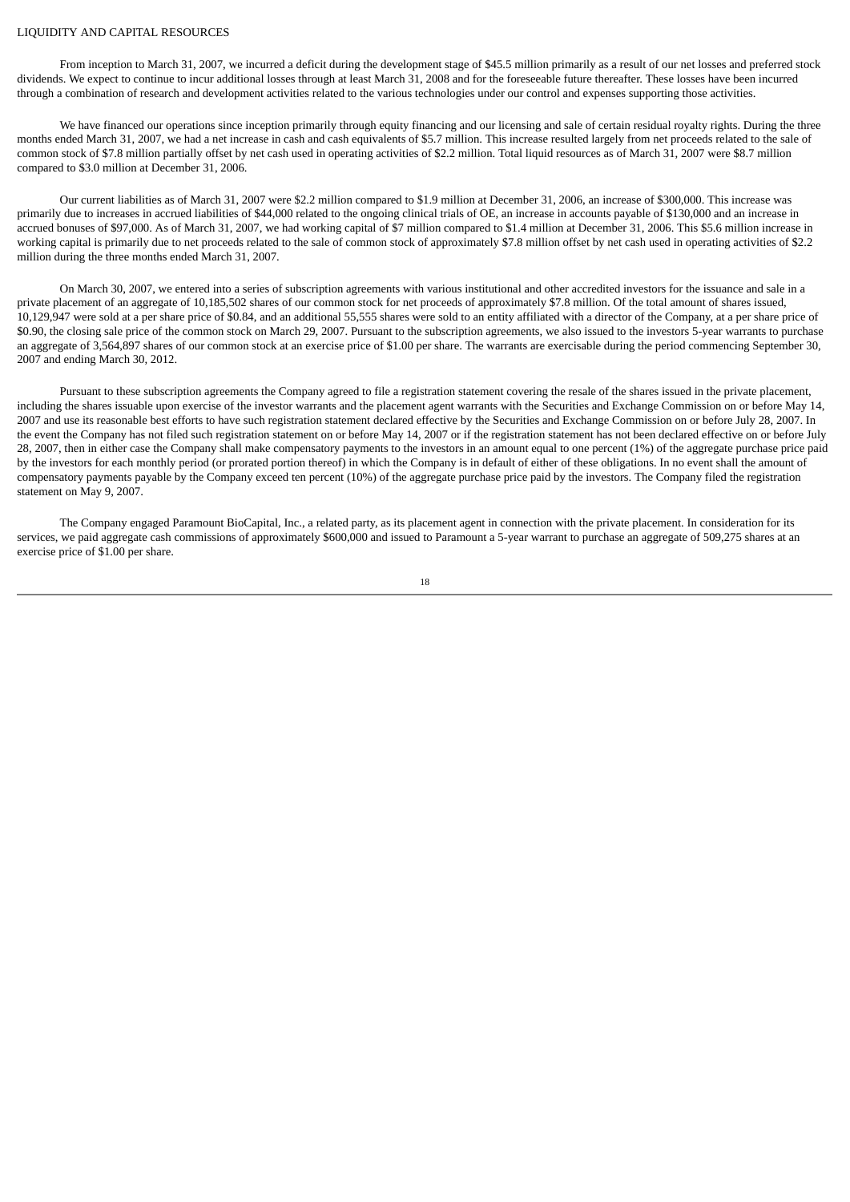LIQUIDITY AND CAPITAL RESOURCES

From inception to March 31, 2007, we incurred a deficit during the development stage of $45.5 million primarily as a result of our net losses and preferred stock dividends. We expect to continue to incur additional losses through at least March 31, 2008 and for the foreseeable future thereafter. These losses have been incurred through a combination of research and development activities related to the various technologies under our control and expenses supporting those activities.

We have financed our operations since inception primarily through equity financing and our licensing and sale of certain residual royalty rights. During the three months ended March 31, 2007, we had a net increase in cash and cash equivalents of $5.7 million. This increase resulted largely from net proceeds related to the sale of common stock of $7.8 million partially offset by net cash used in operating activities of $2.2 million. Total liquid resources as of March 31, 2007 were $8.7 million compared to $3.0 million at December 31, 2006.

Our current liabilities as of March 31, 2007 were $2.2 million compared to $1.9 million at December 31, 2006, an increase of $300,000. This increase was primarily due to increases in accrued liabilities of $44,000 related to the ongoing clinical trials of OE, an increase in accounts payable of $130,000 and an increase in accrued bonuses of $97,000. As of March 31, 2007, we had working capital of $7 million compared to $1.4 million at December 31, 2006. This $5.6 million increase in working capital is primarily due to net proceeds related to the sale of common stock of approximately $7.8 million offset by net cash used in operating activities of $2.2 million during the three months ended March 31, 2007.

On March 30, 2007, we entered into a series of subscription agreements with various institutional and other accredited investors for the issuance and sale in a private placement of an aggregate of 10,185,502 shares of our common stock for net proceeds of approximately $7.8 million. Of the total amount of shares issued, 10,129,947 were sold at a per share price of $0.84, and an additional 55,555 shares were sold to an entity affiliated with a director of the Company, at a per share price of $0.90, the closing sale price of the common stock on March 29, 2007. Pursuant to the subscription agreements, we also issued to the investors 5-year warrants to purchase an aggregate of 3,564,897 shares of our common stock at an exercise price of $1.00 per share. The warrants are exercisable during the period commencing September 30, 2007 and ending March 30, 2012.

Pursuant to these subscription agreements the Company agreed to file a registration statement covering the resale of the shares issued in the private placement, including the shares issuable upon exercise of the investor warrants and the placement agent warrants with the Securities and Exchange Commission on or before May 14, 2007 and use its reasonable best efforts to have such registration statement declared effective by the Securities and Exchange Commission on or before July 28, 2007. In the event the Company has not filed such registration statement on or before May 14, 2007 or if the registration statement has not been declared effective on or before July 28, 2007, then in either case the Company shall make compensatory payments to the investors in an amount equal to one percent (1%) of the aggregate purchase price paid by the investors for each monthly period (or prorated portion thereof) in which the Company is in default of either of these obligations. In no event shall the amount of compensatory payments payable by the Company exceed ten percent (10%) of the aggregate purchase price paid by the investors. The Company filed the registration statement on May 9, 2007.

The Company engaged Paramount BioCapital, Inc., a related party, as its placement agent in connection with the private placement. In consideration for its services, we paid aggregate cash commissions of approximately $600,000 and issued to Paramount a 5-year warrant to purchase an aggregate of 509,275 shares at an exercise price of $1.00 per share.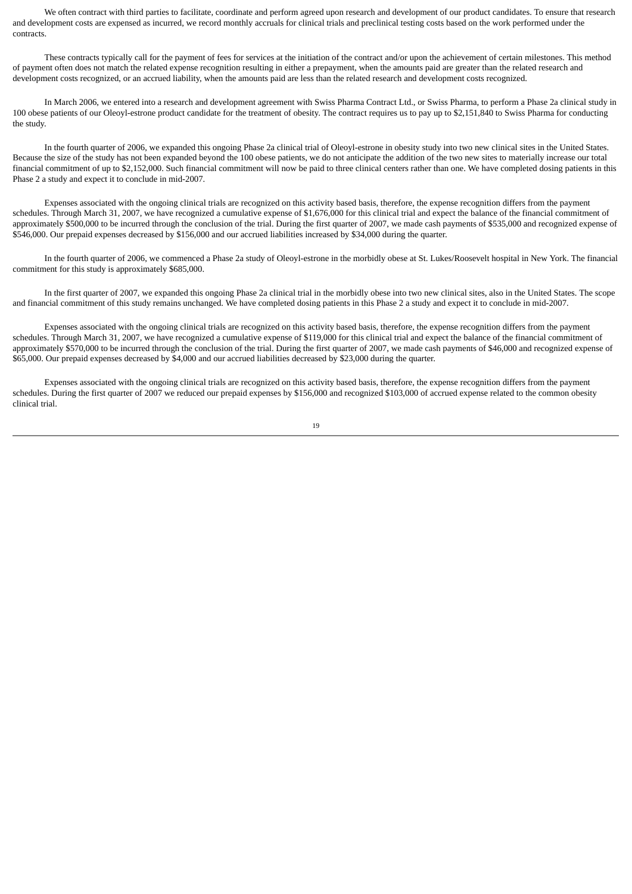We often contract with third parties to facilitate, coordinate and perform agreed upon research and development of our product candidates. To ensure that research and development costs are expensed as incurred, we record monthly accruals for clinical trials and preclinical testing costs based on the work performed under the contracts.

These contracts typically call for the payment of fees for services at the initiation of the contract and/or upon the achievement of certain milestones. This method of payment often does not match the related expense recognition resulting in either a prepayment, when the amounts paid are greater than the related research and development costs recognized, or an accrued liability, when the amounts paid are less than the related research and development costs recognized.

In March 2006, we entered into a research and development agreement with Swiss Pharma Contract Ltd., or Swiss Pharma, to perform a Phase 2a clinical study in 100 obese patients of our Oleoyl-estrone product candidate for the treatment of obesity. The contract requires us to pay up to $2,151,840 to Swiss Pharma for conducting the study.

In the fourth quarter of 2006, we expanded this ongoing Phase 2a clinical trial of Oleoyl-estrone in obesity study into two new clinical sites in the United States. Because the size of the study has not been expanded beyond the 100 obese patients, we do not anticipate the addition of the two new sites to materially increase our total financial commitment of up to $2,152,000. Such financial commitment will now be paid to three clinical centers rather than one. We have completed dosing patients in this Phase 2 a study and expect it to conclude in mid-2007.

Expenses associated with the ongoing clinical trials are recognized on this activity based basis, therefore, the expense recognition differs from the payment schedules. Through March 31, 2007, we have recognized a cumulative expense of $1,676,000 for this clinical trial and expect the balance of the financial commitment of approximately $500,000 to be incurred through the conclusion of the trial. During the first quarter of 2007, we made cash payments of $535,000 and recognized expense of $546,000. Our prepaid expenses decreased by $156,000 and our accrued liabilities increased by $34,000 during the quarter.

In the fourth quarter of 2006, we commenced a Phase 2a study of Oleoyl-estrone in the morbidly obese at St. Lukes/Roosevelt hospital in New York. The financial commitment for this study is approximately $685,000.

In the first quarter of 2007, we expanded this ongoing Phase 2a clinical trial in the morbidly obese into two new clinical sites, also in the United States. The scope and financial commitment of this study remains unchanged. We have completed dosing patients in this Phase 2 a study and expect it to conclude in mid-2007.

Expenses associated with the ongoing clinical trials are recognized on this activity based basis, therefore, the expense recognition differs from the payment schedules. Through March 31, 2007, we have recognized a cumulative expense of $119,000 for this clinical trial and expect the balance of the financial commitment of approximately $570,000 to be incurred through the conclusion of the trial. During the first quarter of 2007, we made cash payments of $46,000 and recognized expense of $65,000. Our prepaid expenses decreased by $4,000 and our accrued liabilities decreased by $23,000 during the quarter.

Expenses associated with the ongoing clinical trials are recognized on this activity based basis, therefore, the expense recognition differs from the payment schedules. During the first quarter of 2007 we reduced our prepaid expenses by $156,000 and recognized $103,000 of accrued expense related to the common obesity clinical trial.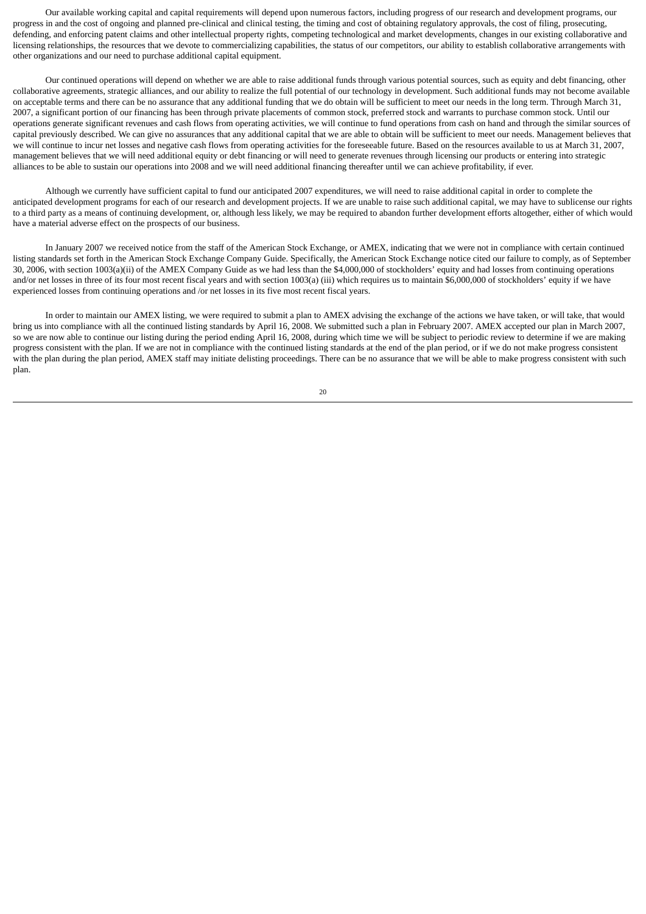Our available working capital and capital requirements will depend upon numerous factors, including progress of our research and development programs, our progress in and the cost of ongoing and planned pre-clinical and clinical testing, the timing and cost of obtaining regulatory approvals, the cost of filing, prosecuting, defending, and enforcing patent claims and other intellectual property rights, competing technological and market developments, changes in our existing collaborative and licensing relationships, the resources that we devote to commercializing capabilities, the status of our competitors, our ability to establish collaborative arrangements with other organizations and our need to purchase additional capital equipment.

Our continued operations will depend on whether we are able to raise additional funds through various potential sources, such as equity and debt financing, other collaborative agreements, strategic alliances, and our ability to realize the full potential of our technology in development. Such additional funds may not become available on acceptable terms and there can be no assurance that any additional funding that we do obtain will be sufficient to meet our needs in the long term. Through March 31, 2007, a significant portion of our financing has been through private placements of common stock, preferred stock and warrants to purchase common stock. Until our operations generate significant revenues and cash flows from operating activities, we will continue to fund operations from cash on hand and through the similar sources of capital previously described. We can give no assurances that any additional capital that we are able to obtain will be sufficient to meet our needs. Management believes that we will continue to incur net losses and negative cash flows from operating activities for the foreseeable future. Based on the resources available to us at March 31, 2007, management believes that we will need additional equity or debt financing or will need to generate revenues through licensing our products or entering into strategic alliances to be able to sustain our operations into 2008 and we will need additional financing thereafter until we can achieve profitability, if ever.

Although we currently have sufficient capital to fund our anticipated 2007 expenditures, we will need to raise additional capital in order to complete the anticipated development programs for each of our research and development projects. If we are unable to raise such additional capital, we may have to sublicense our rights to a third party as a means of continuing development, or, although less likely, we may be required to abandon further development efforts altogether, either of which would have a material adverse effect on the prospects of our business.

In January 2007 we received notice from the staff of the American Stock Exchange, or AMEX, indicating that we were not in compliance with certain continued listing standards set forth in the American Stock Exchange Company Guide. Specifically, the American Stock Exchange notice cited our failure to comply, as of September 30, 2006, with section 1003(a)(ii) of the AMEX Company Guide as we had less than the $4,000,000 of stockholders' equity and had losses from continuing operations and/or net losses in three of its four most recent fiscal years and with section 1003(a) (iii) which requires us to maintain $6,000,000 of stockholders' equity if we have experienced losses from continuing operations and /or net losses in its five most recent fiscal years.

In order to maintain our AMEX listing, we were required to submit a plan to AMEX advising the exchange of the actions we have taken, or will take, that would bring us into compliance with all the continued listing standards by April 16, 2008. We submitted such a plan in February 2007. AMEX accepted our plan in March 2007, so we are now able to continue our listing during the period ending April 16, 2008, during which time we will be subject to periodic review to determine if we are making progress consistent with the plan. If we are not in compliance with the continued listing standards at the end of the plan period, or if we do not make progress consistent with the plan during the plan period, AMEX staff may initiate delisting proceedings. There can be no assurance that we will be able to make progress consistent with such plan.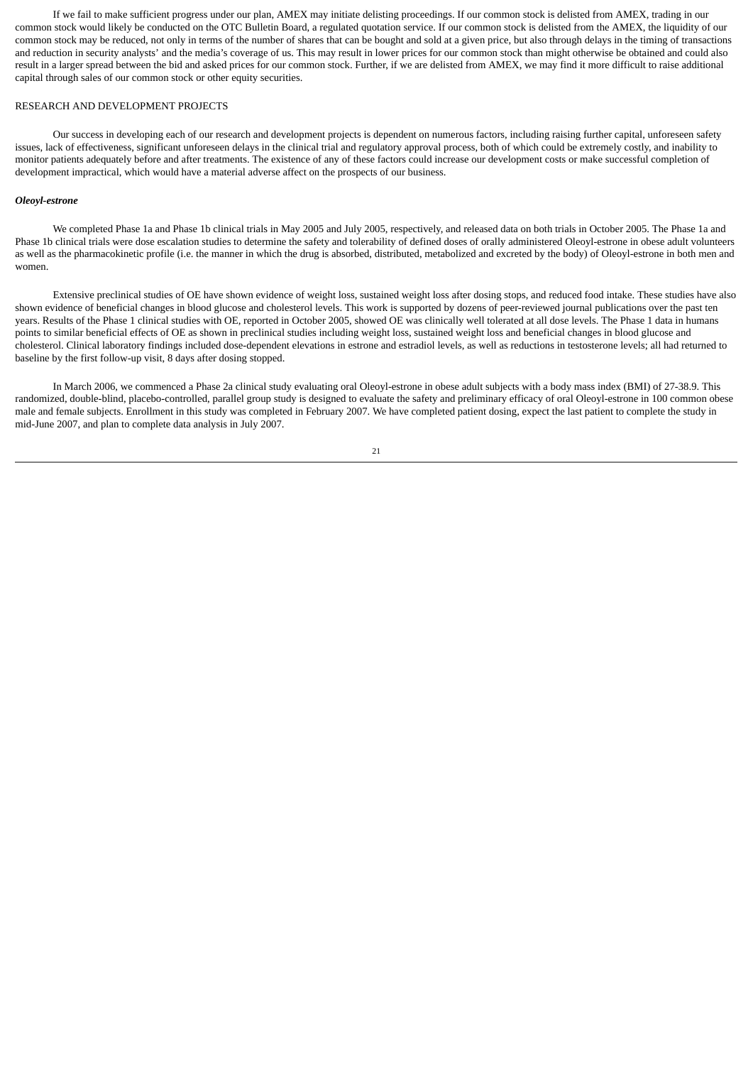If we fail to make sufficient progress under our plan, AMEX may initiate delisting proceedings. If our common stock is delisted from AMEX, trading in our common stock would likely be conducted on the OTC Bulletin Board, a regulated quotation service. If our common stock is delisted from the AMEX, the liquidity of our common stock may be reduced, not only in terms of the number of shares that can be bought and sold at a given price, but also through delays in the timing of transactions and reduction in security analysts' and the media's coverage of us. This may result in lower prices for our common stock than might otherwise be obtained and could also result in a larger spread between the bid and asked prices for our common stock. Further, if we are delisted from AMEX, we may find it more difficult to raise additional capital through sales of our common stock or other equity securities.

RESEARCH AND DEVELOPMENT PROJECTS

Our success in developing each of our research and development projects is dependent on numerous factors, including raising further capital, unforeseen safety issues, lack of effectiveness, significant unforeseen delays in the clinical trial and regulatory approval process, both of which could be extremely costly, and inability to monitor patients adequately before and after treatments. The existence of any of these factors could increase our development costs or make successful completion of development impractical, which would have a material adverse affect on the prospects of our business.

***Oleoyl-estrone***

We completed Phase 1a and Phase 1b clinical trials in May 2005 and July 2005, respectively, and released data on both trials in October 2005. The Phase 1a and Phase 1b clinical trials were dose escalation studies to determine the safety and tolerability of defined doses of orally administered Oleoyl-estrone in obese adult volunteers as well as the pharmacokinetic profile (i.e. the manner in which the drug is absorbed, distributed, metabolized and excreted by the body) of Oleoyl-estrone in both men and women.

Extensive preclinical studies of OE have shown evidence of weight loss, sustained weight loss after dosing stops, and reduced food intake. These studies have also shown evidence of beneficial changes in blood glucose and cholesterol levels. This work is supported by dozens of peer-reviewed journal publications over the past ten years. Results of the Phase 1 clinical studies with OE, reported in October 2005, showed OE was clinically well tolerated at all dose levels. The Phase 1 data in humans points to similar beneficial effects of OE as shown in preclinical studies including weight loss, sustained weight loss and beneficial changes in blood glucose and cholesterol. Clinical laboratory findings included dose-dependent elevations in estrone and estradiol levels, as well as reductions in testosterone levels; all had returned to baseline by the first follow-up visit, 8 days after dosing stopped.

In March 2006, we commenced a Phase 2a clinical study evaluating oral Oleoyl-estrone in obese adult subjects with a body mass index (BMI) of 27-38.9. This randomized, double-blind, placebo-controlled, parallel group study is designed to evaluate the safety and preliminary efficacy of oral Oleoyl-estrone in 100 common obese male and female subjects. Enrollment in this study was completed in February 2007. We have completed patient dosing, expect the last patient to complete the study in mid-June 2007, and plan to complete data analysis in July 2007.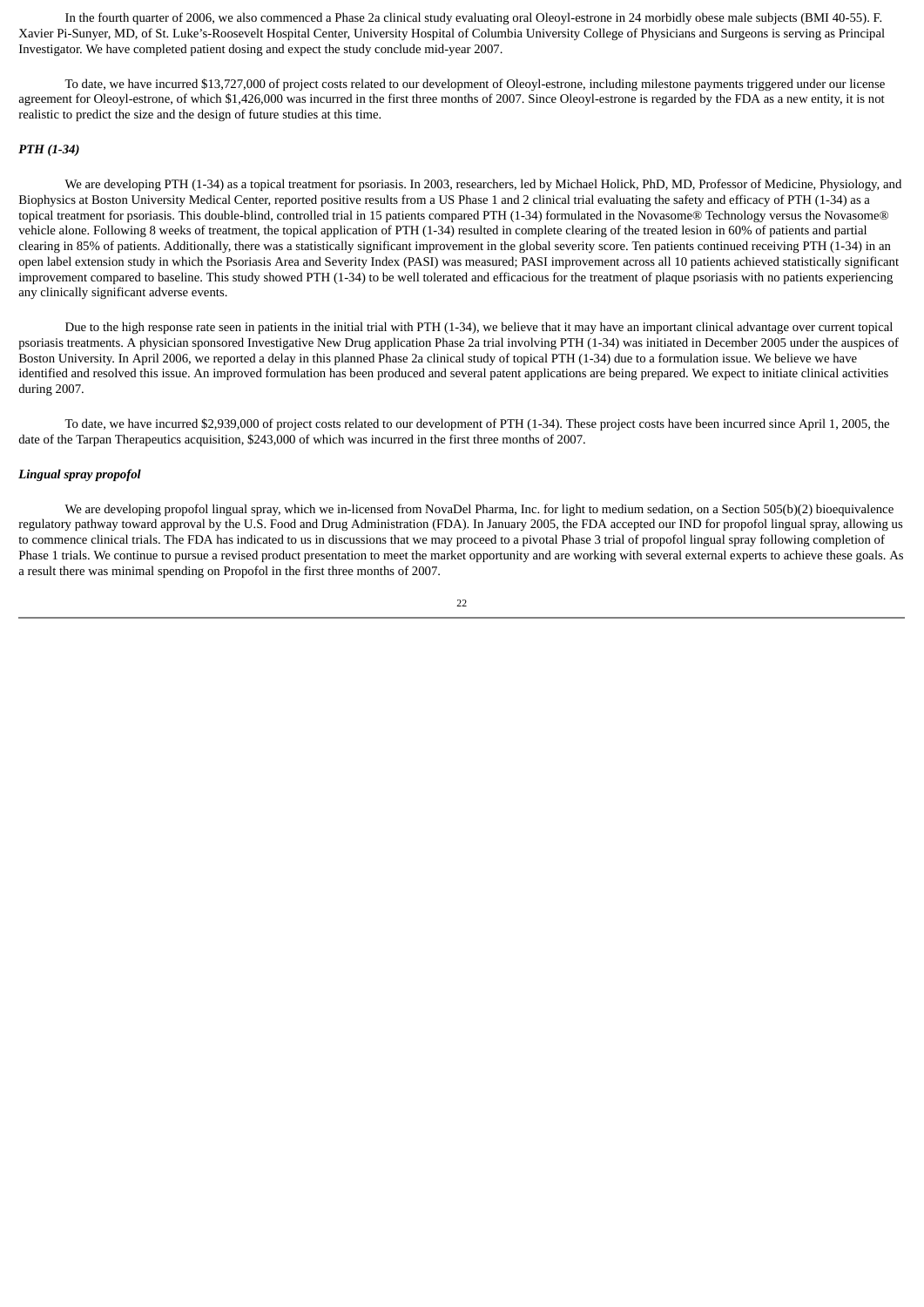In the fourth quarter of 2006, we also commenced a Phase 2a clinical study evaluating oral Oleoyl-estrone in 24 morbidly obese male subjects (BMI 40-55). F. Xavier Pi-Sunyer, MD, of St. Luke's-Roosevelt Hospital Center, University Hospital of Columbia University College of Physicians and Surgeons is serving as Principal Investigator. We have completed patient dosing and expect the study conclude mid-year 2007.

To date, we have incurred $13,727,000 of project costs related to our development of Oleoyl-estrone, including milestone payments triggered under our license agreement for Oleoyl-estrone, of which $1,426,000 was incurred in the first three months of 2007. Since Oleoyl-estrone is regarded by the FDA as a new entity, it is not realistic to predict the size and the design of future studies at this time.

***PTH (1-34)***

We are developing PTH (1-34) as a topical treatment for psoriasis. In 2003, researchers, led by Michael Holick, PhD, MD, Professor of Medicine, Physiology, and Biophysics at Boston University Medical Center, reported positive results from a US Phase 1 and 2 clinical trial evaluating the safety and efficacy of PTH (1-34) as a topical treatment for psoriasis. This double-blind, controlled trial in 15 patients compared PTH (1-34) formulated in the Novasome® Technology versus the Novasome® vehicle alone. Following 8 weeks of treatment, the topical application of PTH (1-34) resulted in complete clearing of the treated lesion in 60% of patients and partial clearing in 85% of patients. Additionally, there was a statistically significant improvement in the global severity score. Ten patients continued receiving PTH (1-34) in an open label extension study in which the Psoriasis Area and Severity Index (PASI) was measured; PASI improvement across all 10 patients achieved statistically significant improvement compared to baseline. This study showed PTH (1-34) to be well tolerated and efficacious for the treatment of plaque psoriasis with no patients experiencing any clinically significant adverse events.

Due to the high response rate seen in patients in the initial trial with PTH (1-34), we believe that it may have an important clinical advantage over current topical psoriasis treatments. A physician sponsored Investigative New Drug application Phase 2a trial involving PTH (1-34) was initiated in December 2005 under the auspices of Boston University. In April 2006, we reported a delay in this planned Phase 2a clinical study of topical PTH (1-34) due to a formulation issue. We believe we have identified and resolved this issue. An improved formulation has been produced and several patent applications are being prepared. We expect to initiate clinical activities during 2007.

To date, we have incurred $2,939,000 of project costs related to our development of PTH (1-34). These project costs have been incurred since April 1, 2005, the date of the Tarpan Therapeutics acquisition, $243,000 of which was incurred in the first three months of 2007.

***Lingual spray propofol***

We are developing propofol lingual spray, which we in-licensed from NovaDel Pharma, Inc. for light to medium sedation, on a Section 505(b)(2) bioequivalence regulatory pathway toward approval by the U.S. Food and Drug Administration (FDA). In January 2005, the FDA accepted our IND for propofol lingual spray, allowing us to commence clinical trials. The FDA has indicated to us in discussions that we may proceed to a pivotal Phase 3 trial of propofol lingual spray following completion of Phase 1 trials. We continue to pursue a revised product presentation to meet the market opportunity and are working with several external experts to achieve these goals. As a result there was minimal spending on Propofol in the first three months of 2007.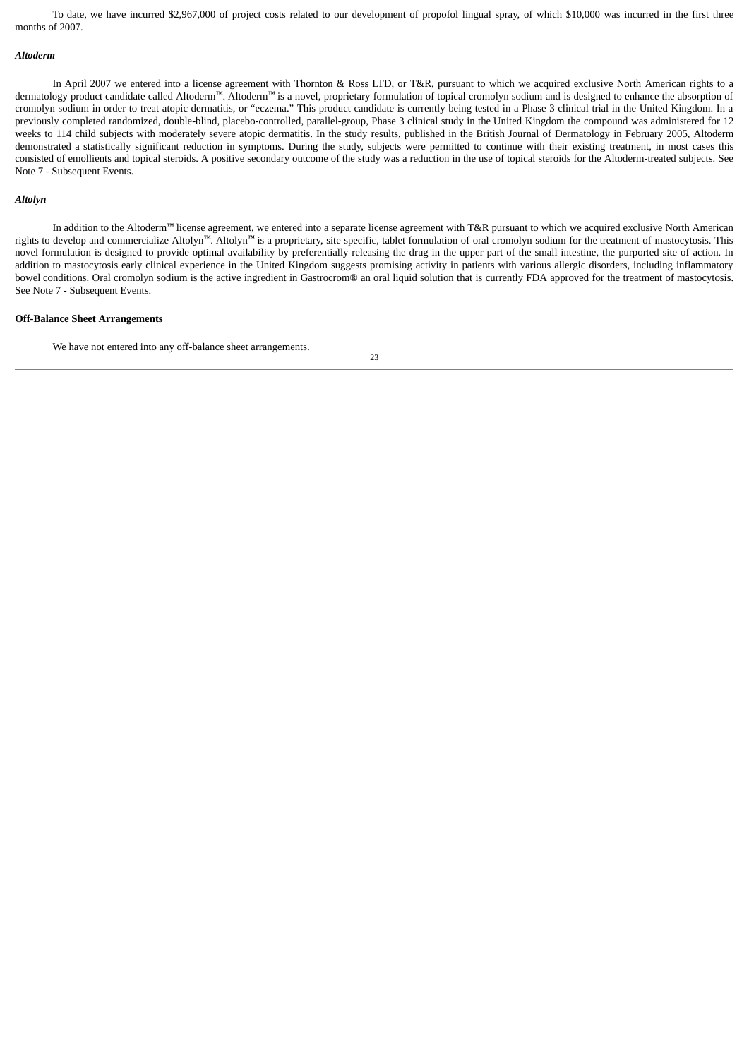To date, we have incurred $2,967,000 of project costs related to our development of propofol lingual spray, of which $10,000 was incurred in the first three months of 2007.

***Altoderm***

In April 2007 we entered into a license agreement with Thornton & Ross LTD, or T&R, pursuant to which we acquired exclusive North American rights to a dermatology product candidate called Altoderm™. Altoderm™ is a novel, proprietary formulation of topical cromolyn sodium and is designed to enhance the absorption of cromolyn sodium in order to treat atopic dermatitis, or "eczema." This product candidate is currently being tested in a Phase 3 clinical trial in the United Kingdom. In a previously completed randomized, double-blind, placebo-controlled, parallel-group, Phase 3 clinical study in the United Kingdom the compound was administered for 12 weeks to 114 child subjects with moderately severe atopic dermatitis. In the study results, published in the British Journal of Dermatology in February 2005, Altoderm demonstrated a statistically significant reduction in symptoms. During the study, subjects were permitted to continue with their existing treatment, in most cases this consisted of emollients and topical steroids. A positive secondary outcome of the study was a reduction in the use of topical steroids for the Altoderm-treated subjects. See Note 7 - Subsequent Events.

***Altolyn***

In addition to the Altoderm™ license agreement, we entered into a separate license agreement with T&R pursuant to which we acquired exclusive North American rights to develop and commercialize Altolyn™. Altolyn™ is a proprietary, site specific, tablet formulation of oral cromolyn sodium for the treatment of mastocytosis. This novel formulation is designed to provide optimal availability by preferentially releasing the drug in the upper part of the small intestine, the purported site of action. In addition to mastocytosis early clinical experience in the United Kingdom suggests promising activity in patients with various allergic disorders, including inflammatory bowel conditions. Oral cromolyn sodium is the active ingredient in Gastrocrom® an oral liquid solution that is currently FDA approved for the treatment of mastocytosis. See Note 7 - Subsequent Events.

**Off-Balance Sheet Arrangements**

We have not entered into any off-balance sheet arrangements.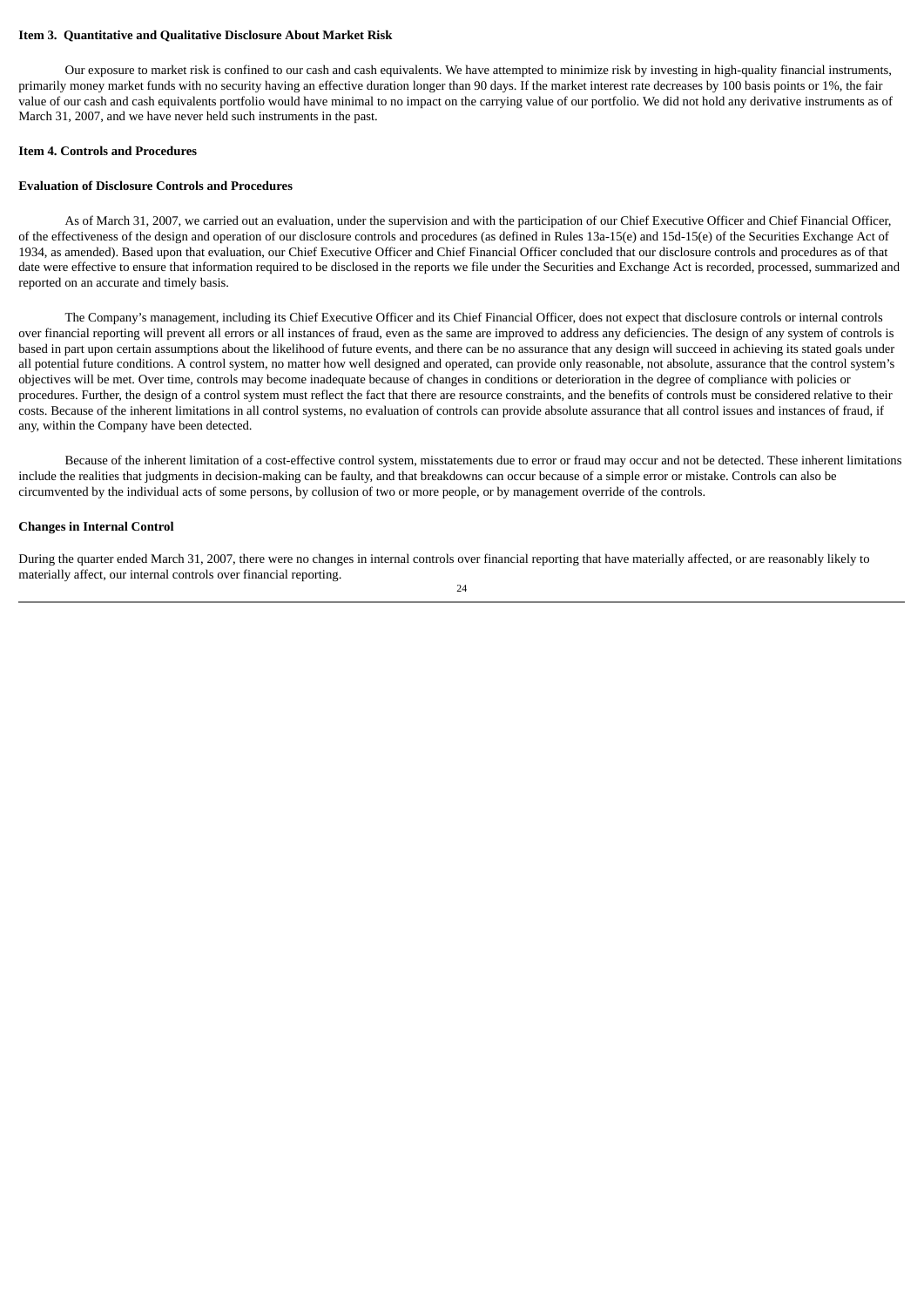**Item 3. Quantitative and Qualitative Disclosure About Market Risk**

Our exposure to market risk is confined to our cash and cash equivalents. We have attempted to minimize risk by investing in high-quality financial instruments, primarily money market funds with no security having an effective duration longer than 90 days. If the market interest rate decreases by 100 basis points or 1%, the fair value of our cash and cash equivalents portfolio would have minimal to no impact on the carrying value of our portfolio. We did not hold any derivative instruments as of March 31, 2007, and we have never held such instruments in the past.

**Item 4. Controls and Procedures**

**Evaluation of Disclosure Controls and Procedures**

As of March 31, 2007, we carried out an evaluation, under the supervision and with the participation of our Chief Executive Officer and Chief Financial Officer, of the effectiveness of the design and operation of our disclosure controls and procedures (as defined in Rules 13a-15(e) and 15d-15(e) of the Securities Exchange Act of 1934, as amended). Based upon that evaluation, our Chief Executive Officer and Chief Financial Officer concluded that our disclosure controls and procedures as of that date were effective to ensure that information required to be disclosed in the reports we file under the Securities and Exchange Act is recorded, processed, summarized and reported on an accurate and timely basis.

The Company's management, including its Chief Executive Officer and its Chief Financial Officer, does not expect that disclosure controls or internal controls over financial reporting will prevent all errors or all instances of fraud, even as the same are improved to address any deficiencies. The design of any system of controls is based in part upon certain assumptions about the likelihood of future events, and there can be no assurance that any design will succeed in achieving its stated goals under all potential future conditions. A control system, no matter how well designed and operated, can provide only reasonable, not absolute, assurance that the control system's objectives will be met. Over time, controls may become inadequate because of changes in conditions or deterioration in the degree of compliance with policies or procedures. Further, the design of a control system must reflect the fact that there are resource constraints, and the benefits of controls must be considered relative to their costs. Because of the inherent limitations in all control systems, no evaluation of controls can provide absolute assurance that all control issues and instances of fraud, if any, within the Company have been detected.

Because of the inherent limitation of a cost-effective control system, misstatements due to error or fraud may occur and not be detected. These inherent limitations include the realities that judgments in decision-making can be faulty, and that breakdowns can occur because of a simple error or mistake. Controls can also be circumvented by the individual acts of some persons, by collusion of two or more people, or by management override of the controls.

**Changes in Internal Control**

During the quarter ended March 31, 2007, there were no changes in internal controls over financial reporting that have materially affected, or are reasonably likely to materially affect, our internal controls over financial reporting.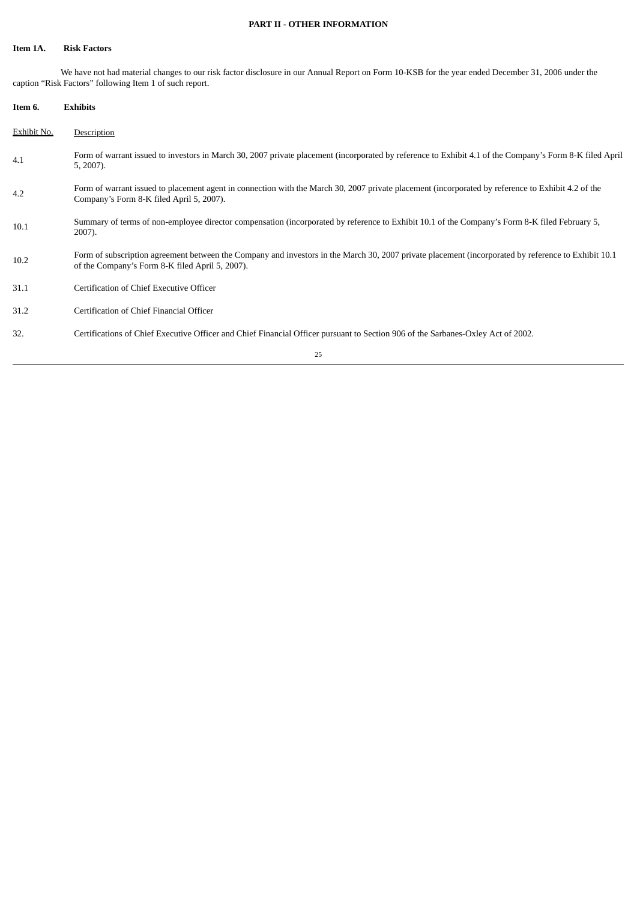## PART II - OTHER INFORMATION

### Item 1A. Risk Factors

We have not had material changes to our risk factor disclosure in our Annual Report on Form 10-KSB for the year ended December 31, 2006 under the caption "Risk Factors" following Item 1 of such report.

### Item 6. Exhibits

| Exhibit No. | Description |
|---|---|
| 4.1 | Form of warrant issued to investors in March 30, 2007 private placement (incorporated by reference to Exhibit 4.1 of the Company's Form 8-K filed April 5, 2007). |
| 4.2 | Form of warrant issued to placement agent in connection with the March 30, 2007 private placement (incorporated by reference to Exhibit 4.2 of the Company's Form 8-K filed April 5, 2007). |
| 10.1 | Summary of terms of non-employee director compensation (incorporated by reference to Exhibit 10.1 of the Company's Form 8-K filed February 5, 2007). |
| 10.2 | Form of subscription agreement between the Company and investors in the March 30, 2007 private placement (incorporated by reference to Exhibit 10.1 of the Company's Form 8-K filed April 5, 2007). |
| 31.1 | Certification of Chief Executive Officer |
| 31.2 | Certification of Chief Financial Officer |
| 32. | Certifications of Chief Executive Officer and Chief Financial Officer pursuant to Section 906 of the Sarbanes-Oxley Act of 2002. |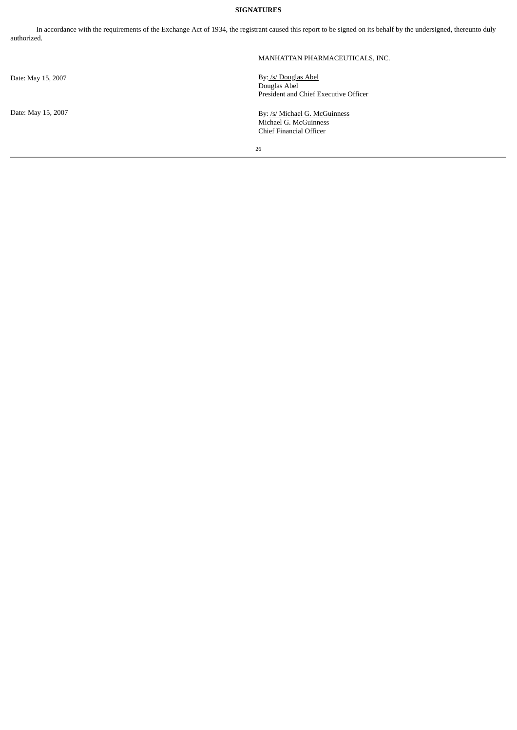**SIGNATURES**

In accordance with the requirements of the Exchange Act of 1934, the registrant caused this report to be signed on its behalf by the undersigned, thereunto duly authorized.

MANHATTAN PHARMACEUTICALS, INC.

Date: May 15, 2007

By: /s/ Douglas Abel
Douglas Abel
President and Chief Executive Officer

Date: May 15, 2007

By: /s/ Michael G. McGuinness
Michael G. McGuinness
Chief Financial Officer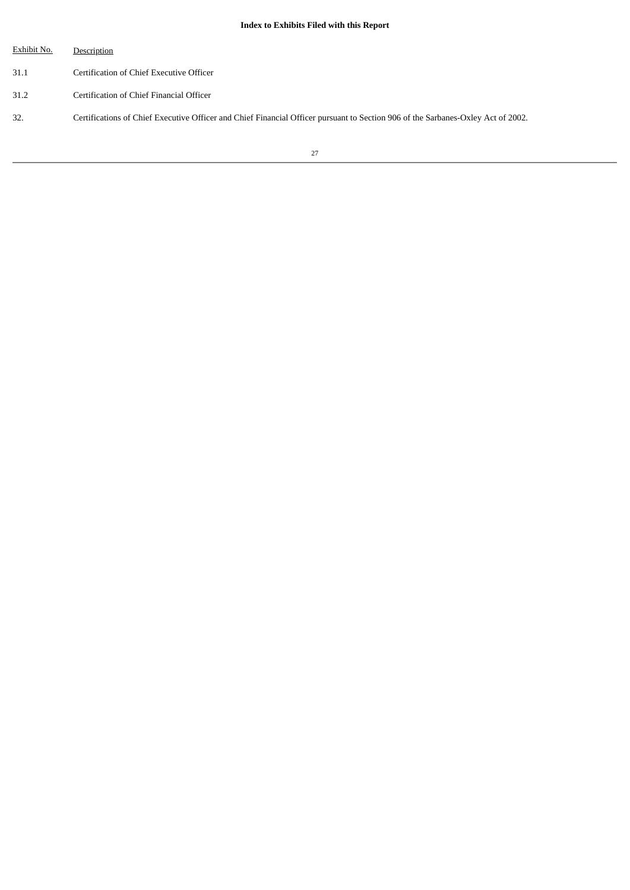**Index to Exhibits Filed with this Report**

| Exhibit No. | Description |
| --- | --- |
| 31.1 | Certification of Chief Executive Officer |
| 31.2 | Certification of Chief Financial Officer |
| 32. | Certifications of Chief Executive Officer and Chief Financial Officer pursuant to Section 906 of the Sarbanes-Oxley Act of 2002. |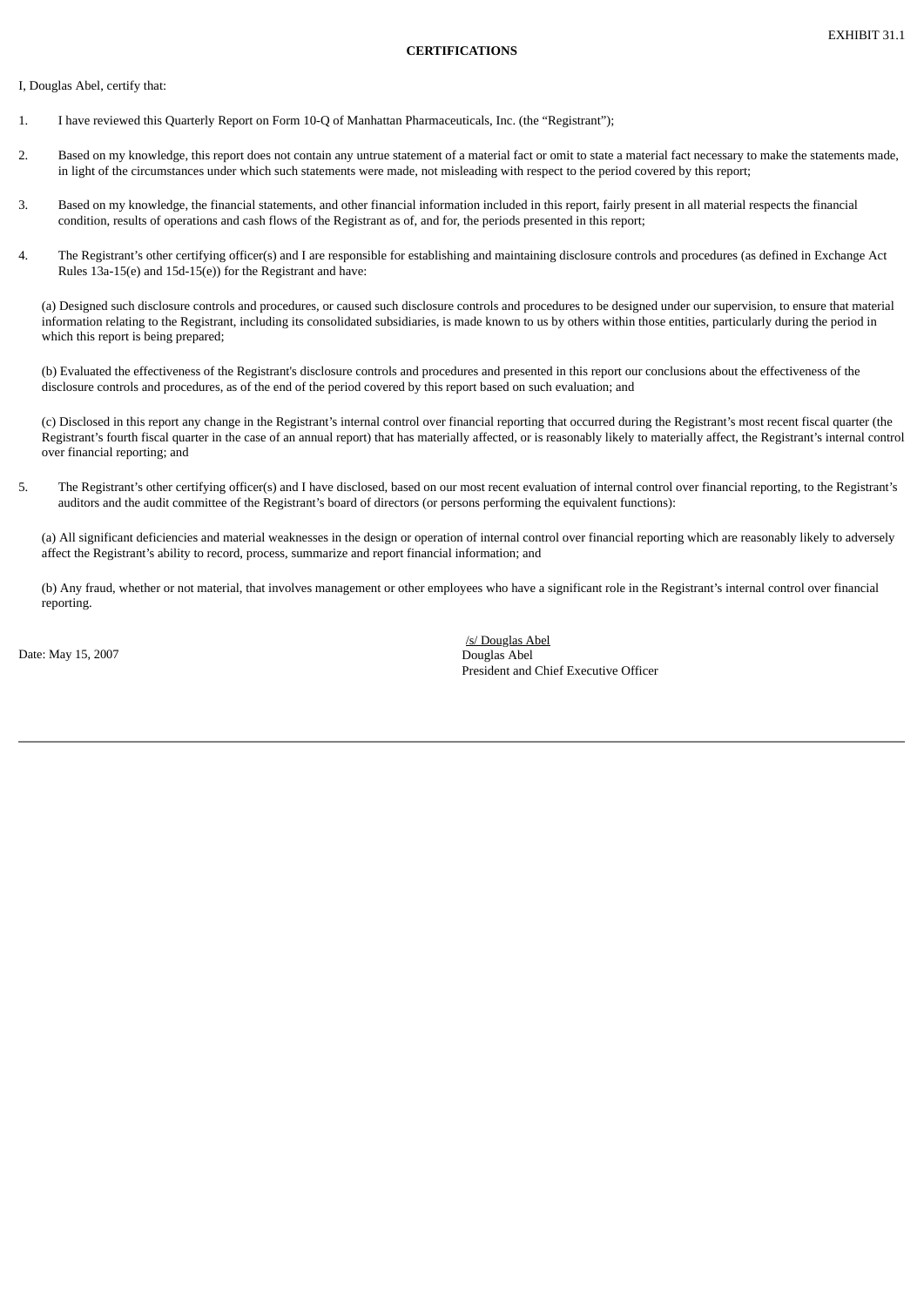EXHIBIT 31.1

**CERTIFICATIONS**

I, Douglas Abel, certify that:

1. I have reviewed this Quarterly Report on Form 10-Q of Manhattan Pharmaceuticals, Inc. (the "Registrant");

2. Based on my knowledge, this report does not contain any untrue statement of a material fact or omit to state a material fact necessary to make the statements made, in light of the circumstances under which such statements were made, not misleading with respect to the period covered by this report;

3. Based on my knowledge, the financial statements, and other financial information included in this report, fairly present in all material respects the financial condition, results of operations and cash flows of the Registrant as of, and for, the periods presented in this report;

4. The Registrant's other certifying officer(s) and I are responsible for establishing and maintaining disclosure controls and procedures (as defined in Exchange Act Rules 13a-15(e) and 15d-15(e)) for the Registrant and have:

   (a) Designed such disclosure controls and procedures, or caused such disclosure controls and procedures to be designed under our supervision, to ensure that material information relating to the Registrant, including its consolidated subsidiaries, is made known to us by others within those entities, particularly during the period in which this report is being prepared;

   (b) Evaluated the effectiveness of the Registrant's disclosure controls and procedures and presented in this report our conclusions about the effectiveness of the disclosure controls and procedures, as of the end of the period covered by this report based on such evaluation; and

   (c) Disclosed in this report any change in the Registrant's internal control over financial reporting that occurred during the Registrant's most recent fiscal quarter (the Registrant's fourth fiscal quarter in the case of an annual report) that has materially affected, or is reasonably likely to materially affect, the Registrant's internal control over financial reporting; and

5. The Registrant's other certifying officer(s) and I have disclosed, based on our most recent evaluation of internal control over financial reporting, to the Registrant's auditors and the audit committee of the Registrant's board of directors (or persons performing the equivalent functions):

   (a) All significant deficiencies and material weaknesses in the design or operation of internal control over financial reporting which are reasonably likely to adversely affect the Registrant's ability to record, process, summarize and report financial information; and

   (b) Any fraud, whether or not material, that involves management or other employees who have a significant role in the Registrant's internal control over financial reporting.

Date: May 15, 2007

/s/ Douglas Abel
Douglas Abel
President and Chief Executive Officer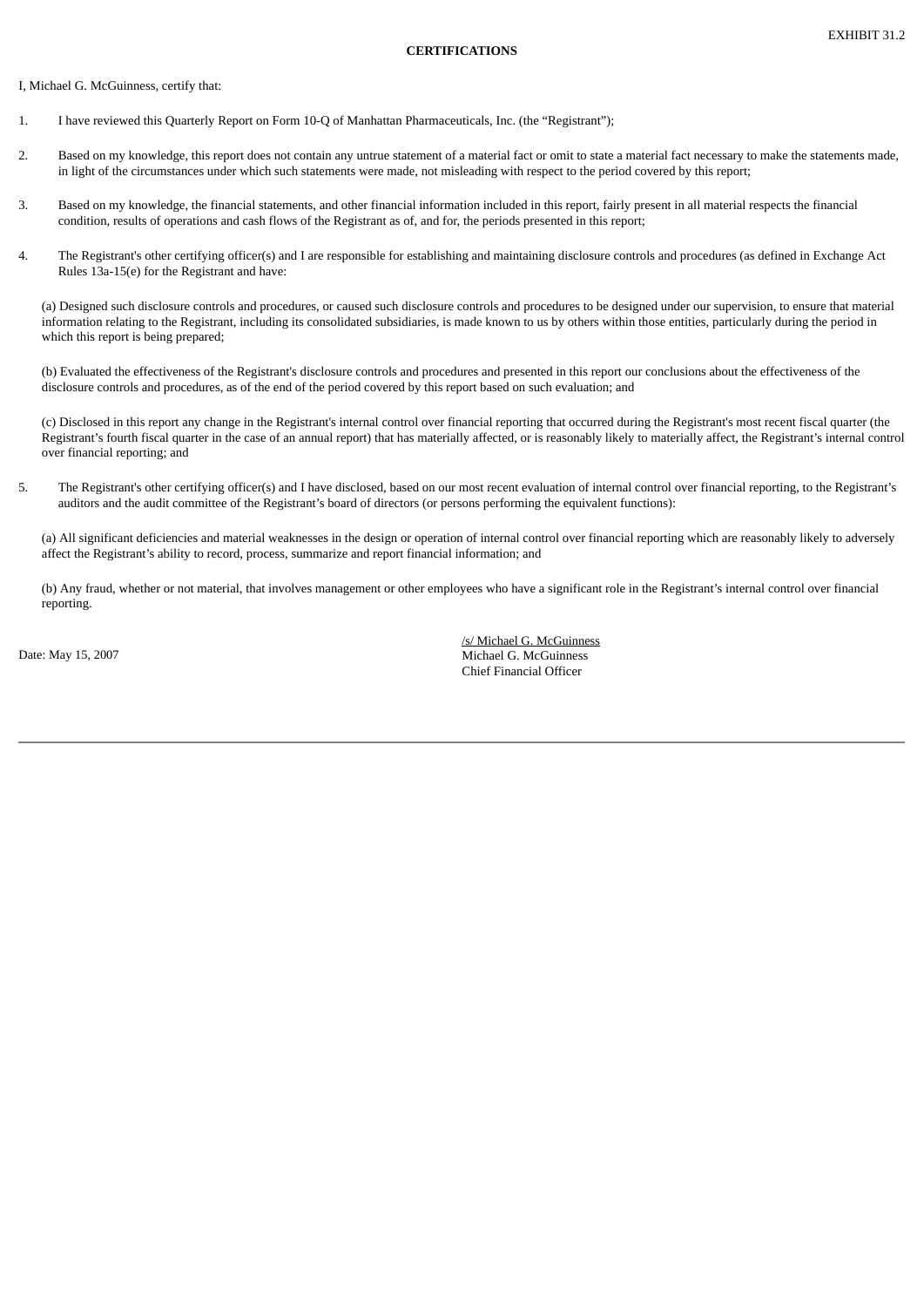EXHIBIT 31.2

**CERTIFICATIONS**

I, Michael G. McGuinness, certify that:

1. I have reviewed this Quarterly Report on Form 10-Q of Manhattan Pharmaceuticals, Inc. (the "Registrant");

2. Based on my knowledge, this report does not contain any untrue statement of a material fact or omit to state a material fact necessary to make the statements made, in light of the circumstances under which such statements were made, not misleading with respect to the period covered by this report;

3. Based on my knowledge, the financial statements, and other financial information included in this report, fairly present in all material respects the financial condition, results of operations and cash flows of the Registrant as of, and for, the periods presented in this report;

4. The Registrant's other certifying officer(s) and I are responsible for establishing and maintaining disclosure controls and procedures (as defined in Exchange Act Rules 13a-15(e) for the Registrant and have:

   (a) Designed such disclosure controls and procedures, or caused such disclosure controls and procedures to be designed under our supervision, to ensure that material information relating to the Registrant, including its consolidated subsidiaries, is made known to us by others within those entities, particularly during the period in which this report is being prepared;

   (b) Evaluated the effectiveness of the Registrant's disclosure controls and procedures and presented in this report our conclusions about the effectiveness of the disclosure controls and procedures, as of the end of the period covered by this report based on such evaluation; and

   (c) Disclosed in this report any change in the Registrant's internal control over financial reporting that occurred during the Registrant's most recent fiscal quarter (the Registrant's fourth fiscal quarter in the case of an annual report) that has materially affected, or is reasonably likely to materially affect, the Registrant's internal control over financial reporting; and

5. The Registrant's other certifying officer(s) and I have disclosed, based on our most recent evaluation of internal control over financial reporting, to the Registrant's auditors and the audit committee of the Registrant's board of directors (or persons performing the equivalent functions):

   (a) All significant deficiencies and material weaknesses in the design or operation of internal control over financial reporting which are reasonably likely to adversely affect the Registrant's ability to record, process, summarize and report financial information; and

   (b) Any fraud, whether or not material, that involves management or other employees who have a significant role in the Registrant's internal control over financial reporting.

Date: May 15, 2007

/s/ Michael G. McGuinness
Michael G. McGuinness
Chief Financial Officer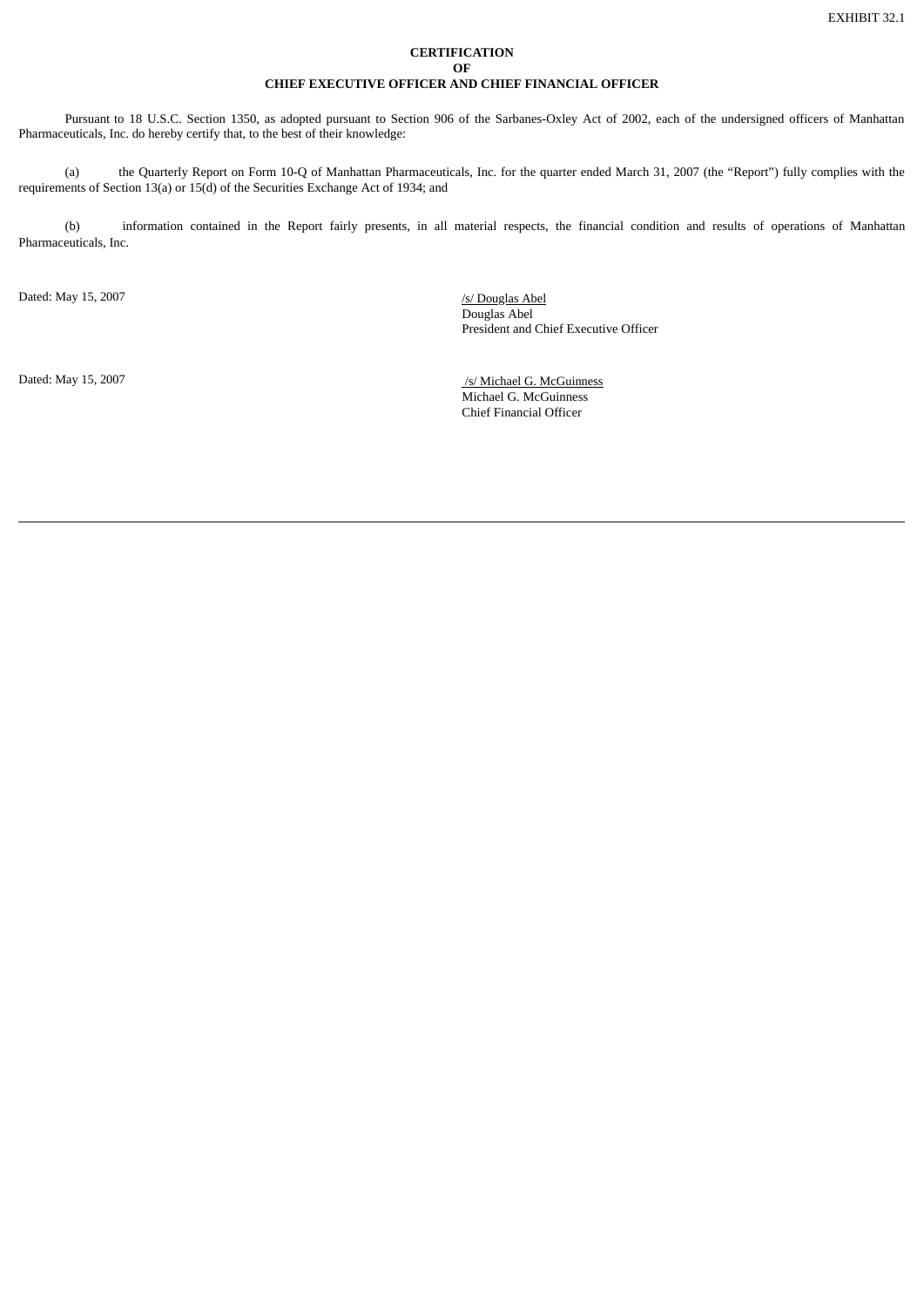EXHIBIT 32.1

**CERTIFICATION**
**OF**
**CHIEF EXECUTIVE OFFICER AND CHIEF FINANCIAL OFFICER**

Pursuant to 18 U.S.C. Section 1350, as adopted pursuant to Section 906 of the Sarbanes-Oxley Act of 2002, each of the undersigned officers of Manhattan Pharmaceuticals, Inc. do hereby certify that, to the best of their knowledge:

(a) the Quarterly Report on Form 10-Q of Manhattan Pharmaceuticals, Inc. for the quarter ended March 31, 2007 (the "Report") fully complies with the requirements of Section 13(a) or 15(d) of the Securities Exchange Act of 1934; and

(b) information contained in the Report fairly presents, in all material respects, the financial condition and results of operations of Manhattan Pharmaceuticals, Inc.

Dated: May 15, 2007

/s/ Douglas Abel
Douglas Abel
President and Chief Executive Officer

Dated: May 15, 2007

/s/ Michael G. McGuinness
Michael G. McGuinness
Chief Financial Officer